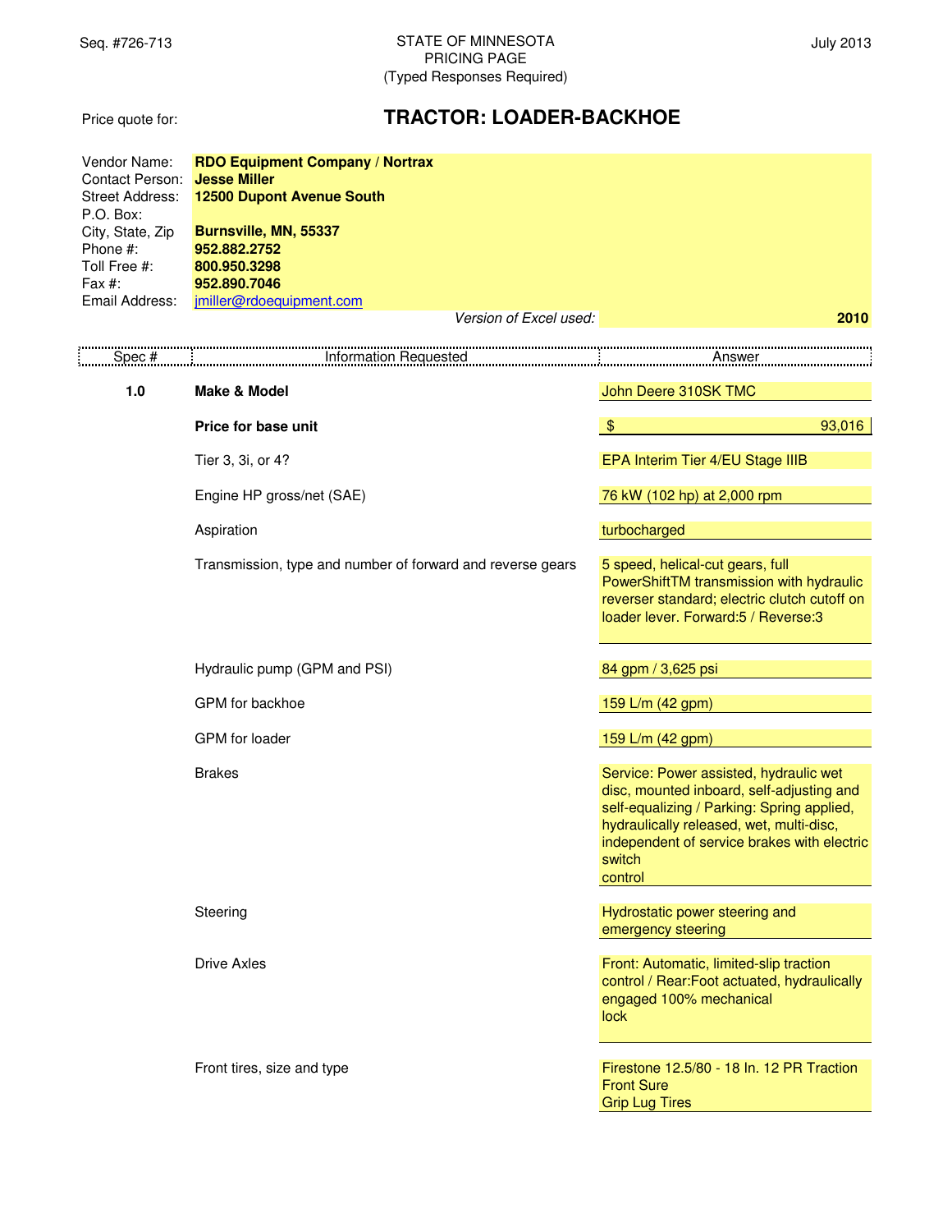Seq. #726-713

STATE OF MINNESOTA
PRICING PAGE
(Typed Responses Required)

July 2013

Price quote for:

# TRACTOR: LOADER-BACKHOE

| | |
|---|---|
| Vendor Name: | **RDO Equipment Company / Nortrax** |
| Contact Person: | **Jesse Miller** |
| Street Address: | **12500 Dupont Avenue South** |
| P.O. Box: | |
| City, State, Zip | **Burnsville, MN, 55337** |
| Phone #: | **952.882.2752** |
| Toll Free #: | **800.950.3298** |
| Fax #: | **952.890.7046** |
| Email Address: | jmiller@rdoequipment.com |

*Version of Excel used:* **2010**

| Spec # | Information Requested | Answer |
|---|---|---|
| **1.0** | **Make & Model** | John Deere 310SK TMC |
| | **Price for base unit** | $ 93,016 |
| | Tier 3, 3i, or 4? | EPA Interim Tier 4/EU Stage IIIB |
| | Engine HP gross/net (SAE) | 76 kW (102 hp) at 2,000 rpm |
| | Aspiration | turbocharged |
| | Transmission, type and number of forward and reverse gears | 5 speed, helical-cut gears, full PowerShiftTM transmission with hydraulic reverser standard; electric clutch cutoff on loader lever. Forward:5 / Reverse:3 |
| | Hydraulic pump (GPM and PSI) | 84 gpm / 3,625 psi |
| | GPM for backhoe | 159 L/m (42 gpm) |
| | GPM for loader | 159 L/m (42 gpm) |
| | Brakes | Service: Power assisted, hydraulic wet disc, mounted inboard, self-adjusting and self-equalizing / Parking: Spring applied, hydraulically released, wet, multi-disc, independent of service brakes with electric switch control |
| | Steering | Hydrostatic power steering and emergency steering |
| | Drive Axles | Front: Automatic, limited-slip traction control / Rear:Foot actuated, hydraulically engaged 100% mechanical lock |
| | Front tires, size and type | Firestone 12.5/80 - 18 In. 12 PR Traction Front Sure Grip Lug Tires |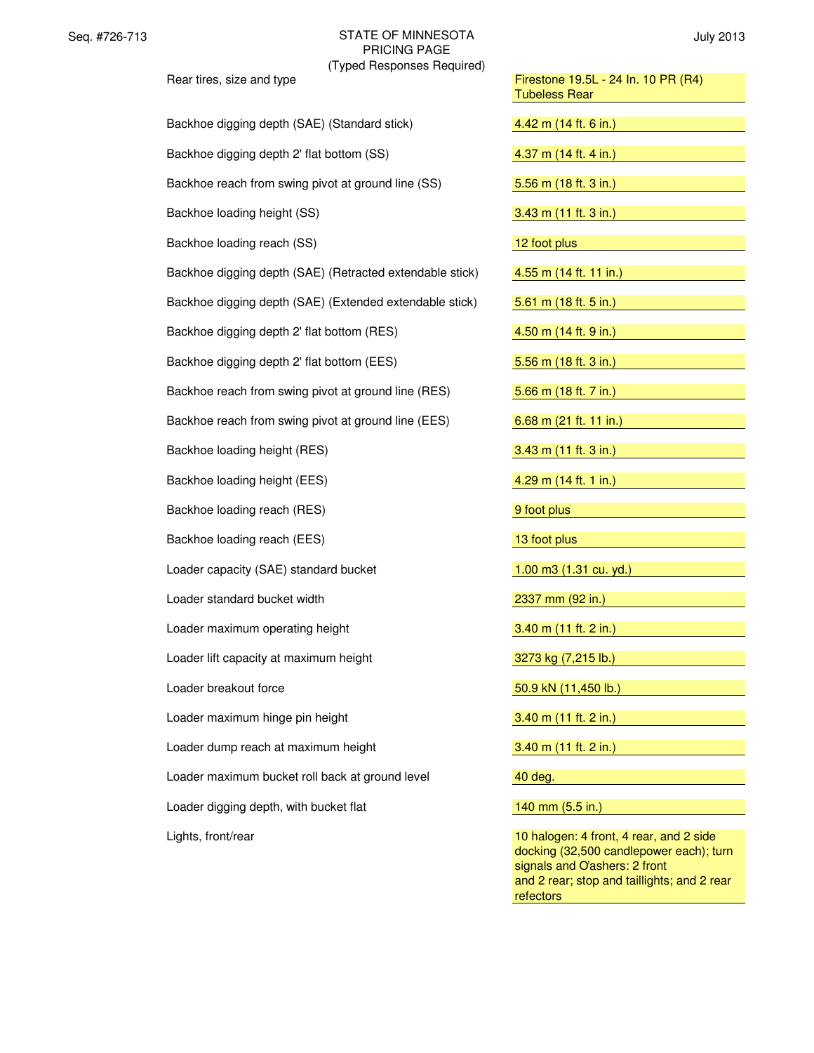STATE OF MINNESOTA
PRICING PAGE
(Typed Responses Required)

| Item | Response |
|---|---|
| Rear tires, size and type | Firestone 19.5L - 24 In. 10 PR (R4) Tubeless Rear |
| Backhoe digging depth (SAE) (Standard stick) | 4.42 m (14 ft. 6 in.) |
| Backhoe digging depth 2' flat bottom (SS) | 4.37 m (14 ft. 4 in.) |
| Backhoe reach from swing pivot at ground line (SS) | 5.56 m (18 ft. 3 in.) |
| Backhoe loading height (SS) | 3.43 m (11 ft. 3 in.) |
| Backhoe loading reach (SS) | 12 foot plus |
| Backhoe digging depth (SAE) (Retracted extendable stick) | 4.55 m (14 ft. 11 in.) |
| Backhoe digging depth (SAE) (Extended extendable stick) | 5.61 m (18 ft. 5 in.) |
| Backhoe digging depth 2' flat bottom (RES) | 4.50 m (14 ft. 9 in.) |
| Backhoe digging depth 2' flat bottom (EES) | 5.56 m (18 ft. 3 in.) |
| Backhoe reach from swing pivot at ground line (RES) | 5.66 m (18 ft. 7 in.) |
| Backhoe reach from swing pivot at ground line (EES) | 6.68 m (21 ft. 11 in.) |
| Backhoe loading height (RES) | 3.43 m (11 ft. 3 in.) |
| Backhoe loading height (EES) | 4.29 m (14 ft. 1 in.) |
| Backhoe loading reach (RES) | 9 foot plus |
| Backhoe loading reach (EES) | 13 foot plus |
| Loader capacity (SAE) standard bucket | 1.00 m3 (1.31 cu. yd.) |
| Loader standard bucket width | 2337 mm (92 in.) |
| Loader maximum operating height | 3.40 m (11 ft. 2 in.) |
| Loader lift capacity at maximum height | 3273 kg (7,215 lb.) |
| Loader breakout force | 50.9 kN (11,450 lb.) |
| Loader maximum hinge pin height | 3.40 m (11 ft. 2 in.) |
| Loader dump reach at maximum height | 3.40 m (11 ft. 2 in.) |
| Loader maximum bucket roll back at ground level | 40 deg. |
| Loader digging depth, with bucket flat | 140 mm (5.5 in.) |
| Lights, front/rear | 10 halogen: 4 front, 4 rear, and 2 side docking (32,500 candlepower each); turn signals and ﬂashers: 2 front and 2 rear; stop and taillights; and 2 rear refectors |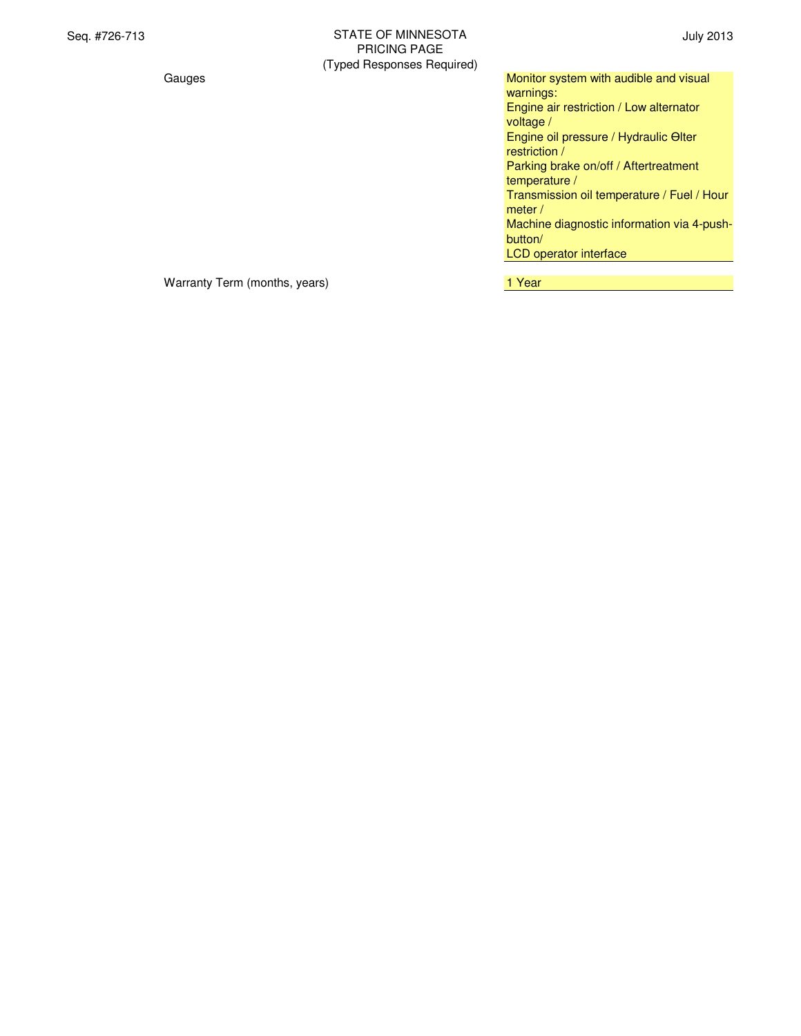| | |
|---|---|
| Gauges | Monitor system with audible and visual warnings: Engine air restriction / Low alternator voltage / Engine oil pressure / Hydraulic Θlter restriction / Parking brake on/off / Aftertreatment temperature / Transmission oil temperature / Fuel / Hour meter / Machine diagnostic information via 4-push-button/ LCD operator interface |
| Warranty Term (months, years) | 1 Year |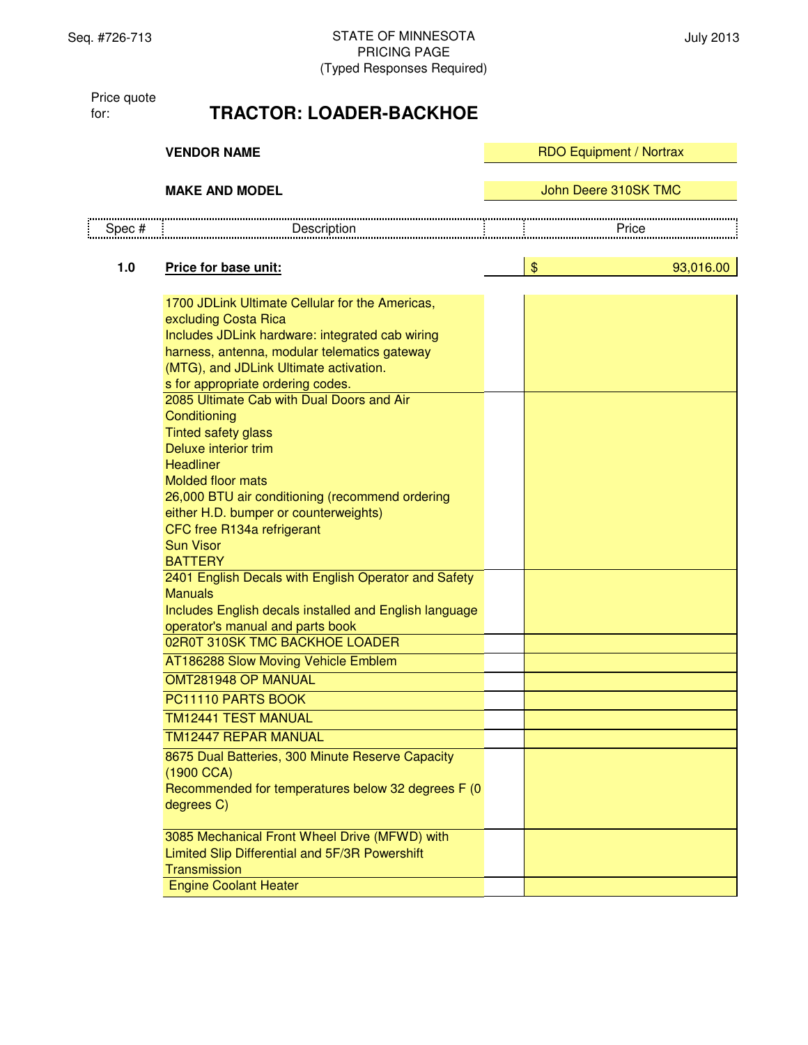Seq. #726-713

STATE OF MINNESOTA
PRICING PAGE
(Typed Responses Required)

July 2013

Price quote for: **TRACTOR: LOADER-BACKHOE**

**VENDOR NAME**: RDO Equipment / Nortrax

**MAKE AND MODEL**: John Deere 310SK TMC

| Spec # | Description | | Price |
|---|---|---|---|
| **1.0** | **Price for base unit:** | | $ 93,016.00 |
| | 1700 JDLink Ultimate Cellular for the Americas, excluding Costa Rica<br>Includes JDLink hardware: integrated cab wiring harness, antenna, modular telematics gateway (MTG), and JDLink Ultimate activation.<br>s for appropriate ordering codes. | | |
| | 2085 Ultimate Cab with Dual Doors and Air Conditioning<br>Tinted safety glass<br>Deluxe interior trim<br>Headliner<br>Molded floor mats<br>26,000 BTU air conditioning (recommend ordering either H.D. bumper or counterweights)<br>CFC free R134a refrigerant<br>Sun Visor<br>BATTERY | | |
| | 2401 English Decals with English Operator and Safety Manuals<br>Includes English decals installed and English language operator's manual and parts book | | |
| | 02R0T 310SK TMC BACKHOE LOADER | | |
| | AT186288 Slow Moving Vehicle Emblem | | |
| | OMT281948 OP MANUAL | | |
| | PC11110 PARTS BOOK | | |
| | TM12441 TEST MANUAL | | |
| | TM12447 REPAR MANUAL | | |
| | 8675 Dual Batteries, 300 Minute Reserve Capacity (1900 CCA)<br>Recommended for temperatures below 32 degrees F (0 degrees C) | | |
| | 3085 Mechanical Front Wheel Drive (MFWD) with Limited Slip Differential and 5F/3R Powershift Transmission | | |
| | Engine Coolant Heater | | |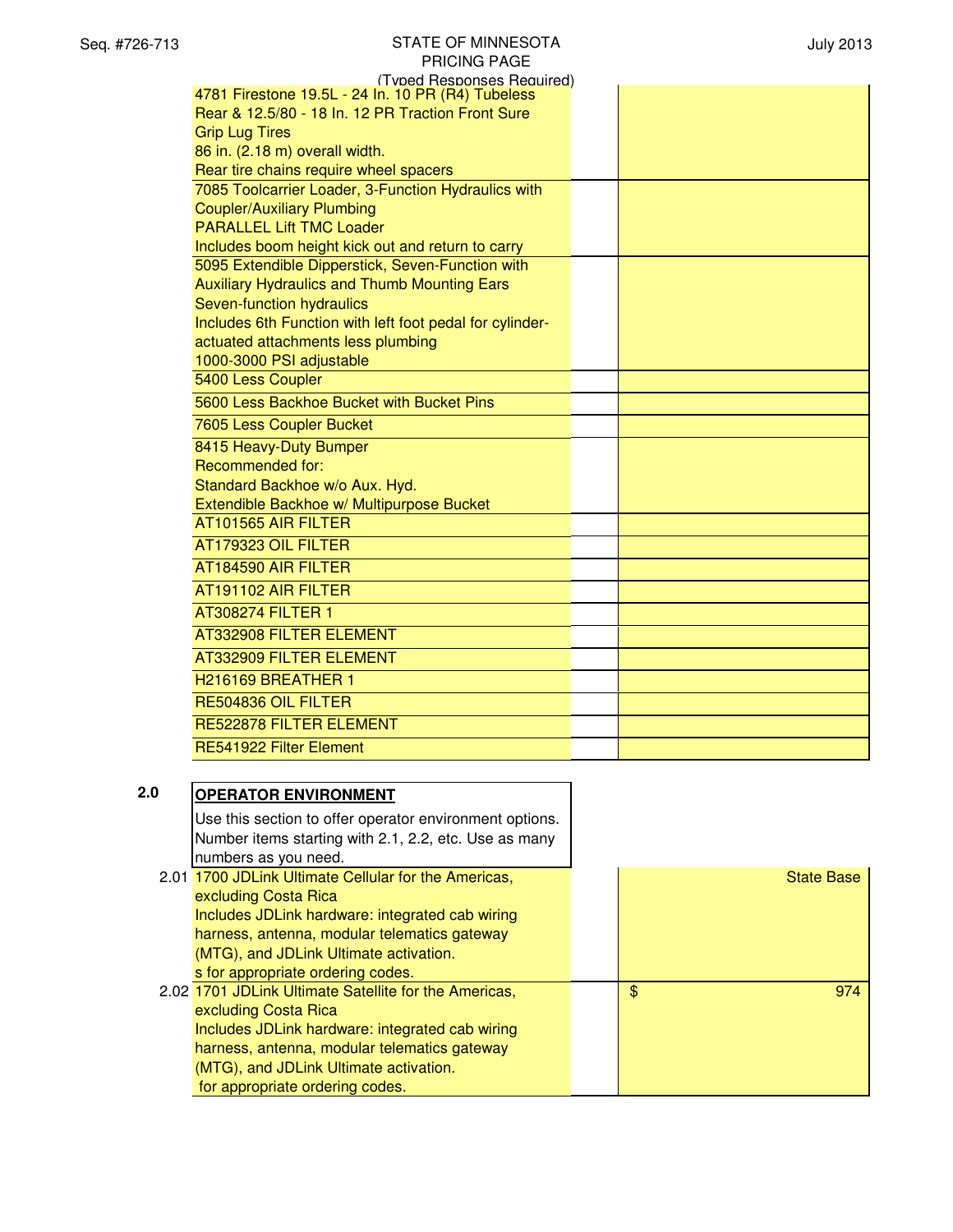(Typed Responses Required)

| Item | Description | | Price |
|---|---|---|---|
| | 4781 Firestone 19.5L - 24 In. 10 PR (R4) Tubeless Rear & 12.5/80 - 18 In. 12 PR Traction Front Sure Grip Lug Tires<br>86 in. (2.18 m) overall width.<br>Rear tire chains require wheel spacers | | |
| | 7085 Toolcarrier Loader, 3-Function Hydraulics with Coupler/Auxiliary Plumbing<br>PARALLEL Lift TMC Loader<br>Includes boom height kick out and return to carry | | |
| | 5095 Extendible Dipperstick, Seven-Function with Auxiliary Hydraulics and Thumb Mounting Ears<br>Seven-function hydraulics<br>Includes 6th Function with left foot pedal for cylinder-actuated attachments less plumbing<br>1000-3000 PSI adjustable | | |
| | 5400 Less Coupler | | |
| | 5600 Less Backhoe Bucket with Bucket Pins | | |
| | 7605 Less Coupler Bucket | | |
| | 8415 Heavy-Duty Bumper<br>Recommended for:<br>Standard Backhoe w/o Aux. Hyd.<br>Extendible Backhoe w/ Multipurpose Bucket | | |
| | AT101565 AIR FILTER | | |
| | AT179323 OIL FILTER | | |
| | AT184590 AIR FILTER | | |
| | AT191102 AIR FILTER | | |
| | AT308274 FILTER 1 | | |
| | AT332908 FILTER ELEMENT | | |
| | AT332909 FILTER ELEMENT | | |
| | H216169 BREATHER 1 | | |
| | RE504836 OIL FILTER | | |
| | RE522878 FILTER ELEMENT | | |
| | RE541922 Filter Element | | |

## 2.0 OPERATOR ENVIRONMENT

Use this section to offer operator environment options. Number items starting with 2.1, 2.2, etc. Use as many numbers as you need.

| Item | Description | | Price |
|---|---|---|---|
| 2.01 | 1700 JDLink Ultimate Cellular for the Americas, excluding Costa Rica<br>Includes JDLink hardware: integrated cab wiring harness, antenna, modular telematics gateway (MTG), and JDLink Ultimate activation.<br>s for appropriate ordering codes. | | State Base |
| 2.02 | 1701 JDLink Ultimate Satellite for the Americas, excluding Costa Rica<br>Includes JDLink hardware: integrated cab wiring harness, antenna, modular telematics gateway (MTG), and JDLink Ultimate activation.<br>for appropriate ordering codes. | | $ 974 |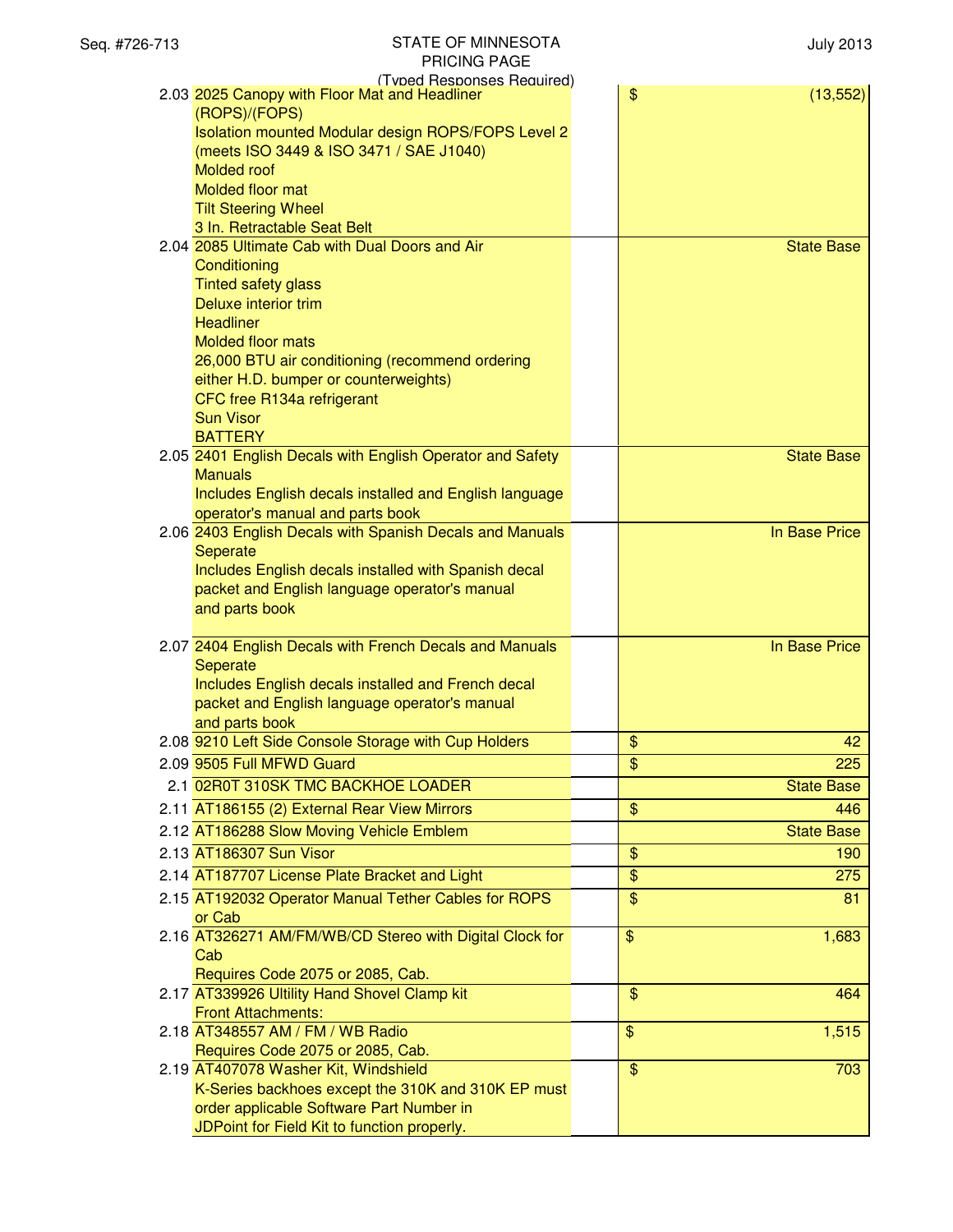STATE OF MINNESOTA
PRICING PAGE
(Typed Responses Required)

| | | | |
|---|---|---|---|
| 2.03 | 2025 Canopy with Floor Mat and Headliner (ROPS)/(FOPS)<br>Isolation mounted Modular design ROPS/FOPS Level 2 (meets ISO 3449 & ISO 3471 / SAE J1040)<br>Molded roof<br>Molded floor mat<br>Tilt Steering Wheel<br>3 In. Retractable Seat Belt | | $ (13,552) |
| 2.04 | 2085 Ultimate Cab with Dual Doors and Air Conditioning<br>Tinted safety glass<br>Deluxe interior trim<br>Headliner<br>Molded floor mats<br>26,000 BTU air conditioning (recommend ordering either H.D. bumper or counterweights)<br>CFC free R134a refrigerant<br>Sun Visor<br>BATTERY | | State Base |
| 2.05 | 2401 English Decals with English Operator and Safety Manuals<br>Includes English decals installed and English language operator's manual and parts book | | State Base |
| 2.06 | 2403 English Decals with Spanish Decals and Manuals Seperate<br>Includes English decals installed with Spanish decal packet and English language operator's manual and parts book | | In Base Price |
| 2.07 | 2404 English Decals with French Decals and Manuals Seperate<br>Includes English decals installed and French decal packet and English language operator's manual and parts book | | In Base Price |
| 2.08 | 9210 Left Side Console Storage with Cup Holders | | $ 42 |
| 2.09 | 9505 Full MFWD Guard | | $ 225 |
| 2.1 | 02R0T 310SK TMC BACKHOE LOADER | | State Base |
| 2.11 | AT186155 (2) External Rear View Mirrors | | $ 446 |
| 2.12 | AT186288 Slow Moving Vehicle Emblem | | State Base |
| 2.13 | AT186307 Sun Visor | | $ 190 |
| 2.14 | AT187707 License Plate Bracket and Light | | $ 275 |
| 2.15 | AT192032 Operator Manual Tether Cables for ROPS or Cab | | $ 81 |
| 2.16 | AT326271 AM/FM/WB/CD Stereo with Digital Clock for Cab<br>Requires Code 2075 or 2085, Cab. | | $ 1,683 |
| 2.17 | AT339926 Ultility Hand Shovel Clamp kit<br>Front Attachments: | | $ 464 |
| 2.18 | AT348557 AM / FM / WB Radio<br>Requires Code 2075 or 2085, Cab. | | $ 1,515 |
| 2.19 | AT407078 Washer Kit, Windshield<br>K-Series backhoes except the 310K and 310K EP must order applicable Software Part Number in JDPoint for Field Kit to function properly. | | $ 703 |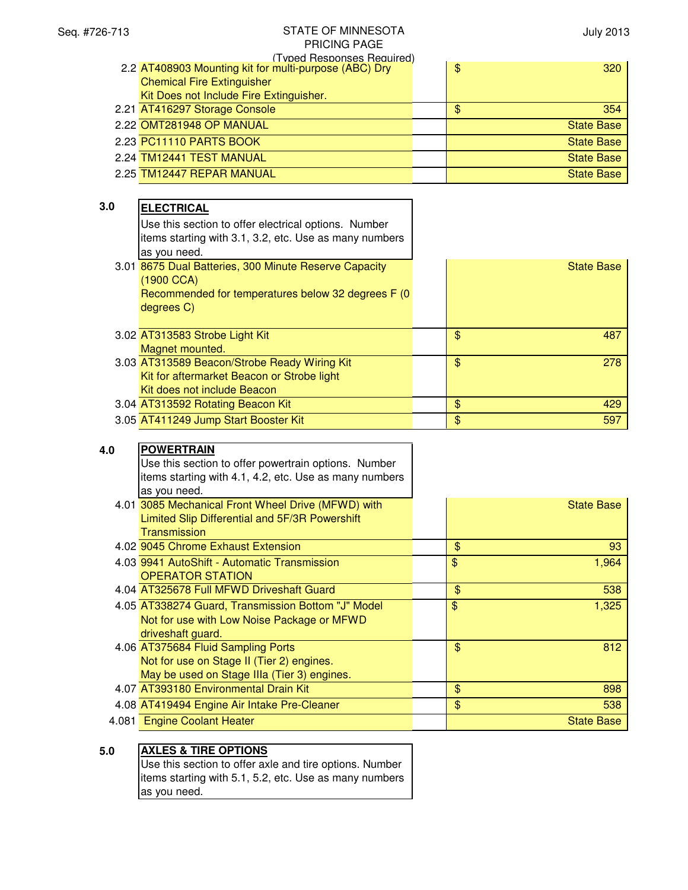STATE OF MINNESOTA
PRICING PAGE
(Typed Responses Required)

| No. | Description | | Price |
|---|---|---|---|
| 2.2 | AT408903 Mounting kit for multi-purpose (ABC) Dry Chemical Fire Extinguisher<br>Kit Does not Include Fire Extinguisher. | | $ 320 |
| 2.21 | AT416297 Storage Console | | $ 354 |
| 2.22 | OMT281948 OP MANUAL | | State Base |
| 2.23 | PC11110 PARTS BOOK | | State Base |
| 2.24 | TM12441 TEST MANUAL | | State Base |
| 2.25 | TM12447 REPAR MANUAL | | State Base |

| No. | Description | | Price |
|---|---|---|---|
| 3.0 | **ELECTRICAL**<br>Use this section to offer electrical options. Number items starting with 3.1, 3.2, etc. Use as many numbers as you need. | | |
| 3.01 | 8675 Dual Batteries, 300 Minute Reserve Capacity (1900 CCA)<br>Recommended for temperatures below 32 degrees F (0 degrees C) | | State Base |
| 3.02 | AT313583 Strobe Light Kit<br>Magnet mounted. | | $ 487 |
| 3.03 | AT313589 Beacon/Strobe Ready Wiring Kit<br>Kit for aftermarket Beacon or Strobe light<br>Kit does not include Beacon | | $ 278 |
| 3.04 | AT313592 Rotating Beacon Kit | | $ 429 |
| 3.05 | AT411249 Jump Start Booster Kit | | $ 597 |

| No. | Description | | Price |
|---|---|---|---|
| 4.0 | **POWERTRAIN**<br>Use this section to offer powertrain options. Number items starting with 4.1, 4.2, etc. Use as many numbers as you need. | | |
| 4.01 | 3085 Mechanical Front Wheel Drive (MFWD) with Limited Slip Differential and 5F/3R Powershift Transmission | | State Base |
| 4.02 | 9045 Chrome Exhaust Extension | | $ 93 |
| 4.03 | 9941 AutoShift - Automatic Transmission<br>OPERATOR STATION | | $ 1,964 |
| 4.04 | AT325678 Full MFWD Driveshaft Guard | | $ 538 |
| 4.05 | AT338274 Guard, Transmission Bottom "J" Model<br>Not for use with Low Noise Package or MFWD driveshaft guard. | | $ 1,325 |
| 4.06 | AT375684 Fluid Sampling Ports<br>Not for use on Stage II (Tier 2) engines.<br>May be used on Stage IIIa (Tier 3) engines. | | $ 812 |
| 4.07 | AT393180 Environmental Drain Kit | | $ 898 |
| 4.08 | AT419494 Engine Air Intake Pre-Cleaner | | $ 538 |
| 4.081 | Engine Coolant Heater | | State Base |

| No. | Description |
|---|---|
| 5.0 | **AXLES & TIRE OPTIONS**<br>Use this section to offer axle and tire options. Number items starting with 5.1, 5.2, etc. Use as many numbers as you need. |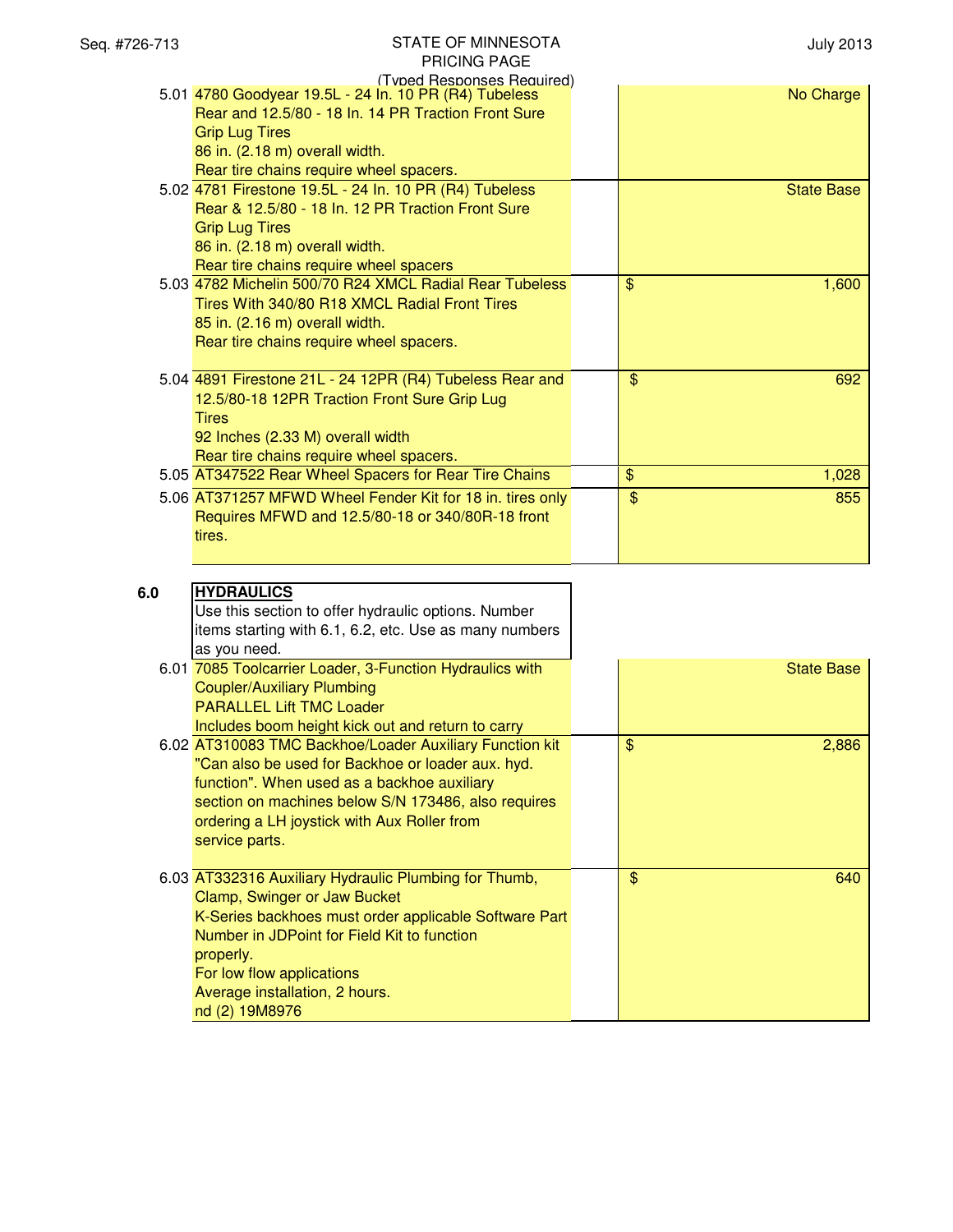| Item | Description | | Price |
|---|---|---|---|
| 5.01 | 4780 Goodyear 19.5L - 24 In. 10 PR (R4) Tubeless Rear and 12.5/80 - 18 In. 14 PR Traction Front Sure Grip Lug Tires<br>86 in. (2.18 m) overall width.<br>Rear tire chains require wheel spacers. | | No Charge |
| 5.02 | 4781 Firestone 19.5L - 24 In. 10 PR (R4) Tubeless Rear & 12.5/80 - 18 In. 12 PR Traction Front Sure Grip Lug Tires<br>86 in. (2.18 m) overall width.<br>Rear tire chains require wheel spacers | | State Base |
| 5.03 | 4782 Michelin 500/70 R24 XMCL Radial Rear Tubeless Tires With 340/80 R18 XMCL Radial Front Tires<br>85 in. (2.16 m) overall width.<br>Rear tire chains require wheel spacers. | | $ 1,600 |
| 5.04 | 4891 Firestone 21L - 24 12PR (R4) Tubeless Rear and 12.5/80-18 12PR Traction Front Sure Grip Lug Tires<br>92 Inches (2.33 M) overall width<br>Rear tire chains require wheel spacers. | | $ 692 |
| 5.05 | AT347522 Rear Wheel Spacers for Rear Tire Chains | | $ 1,028 |
| 5.06 | AT371257 MFWD Wheel Fender Kit for 18 in. tires only Requires MFWD and 12.5/80-18 or 340/80R-18 front tires. | | $ 855 |

## 6.0 HYDRAULICS

Use this section to offer hydraulic options. Number items starting with 6.1, 6.2, etc. Use as many numbers as you need.

| Item | Description | | Price |
|---|---|---|---|
| 6.01 | 7085 Toolcarrier Loader, 3-Function Hydraulics with Coupler/Auxiliary Plumbing<br>PARALLEL Lift TMC Loader<br>Includes boom height kick out and return to carry | | State Base |
| 6.02 | AT310083 TMC Backhoe/Loader Auxiliary Function kit "Can also be used for Backhoe or loader aux. hyd. function". When used as a backhoe auxiliary section on machines below S/N 173486, also requires ordering a LH joystick with Aux Roller from service parts. | | $ 2,886 |
| 6.03 | AT332316 Auxiliary Hydraulic Plumbing for Thumb, Clamp, Swinger or Jaw Bucket<br>K-Series backhoes must order applicable Software Part Number in JDPoint for Field Kit to function properly.<br>For low flow applications<br>Average installation, 2 hours.<br>nd (2) 19M8976 | | $ 640 |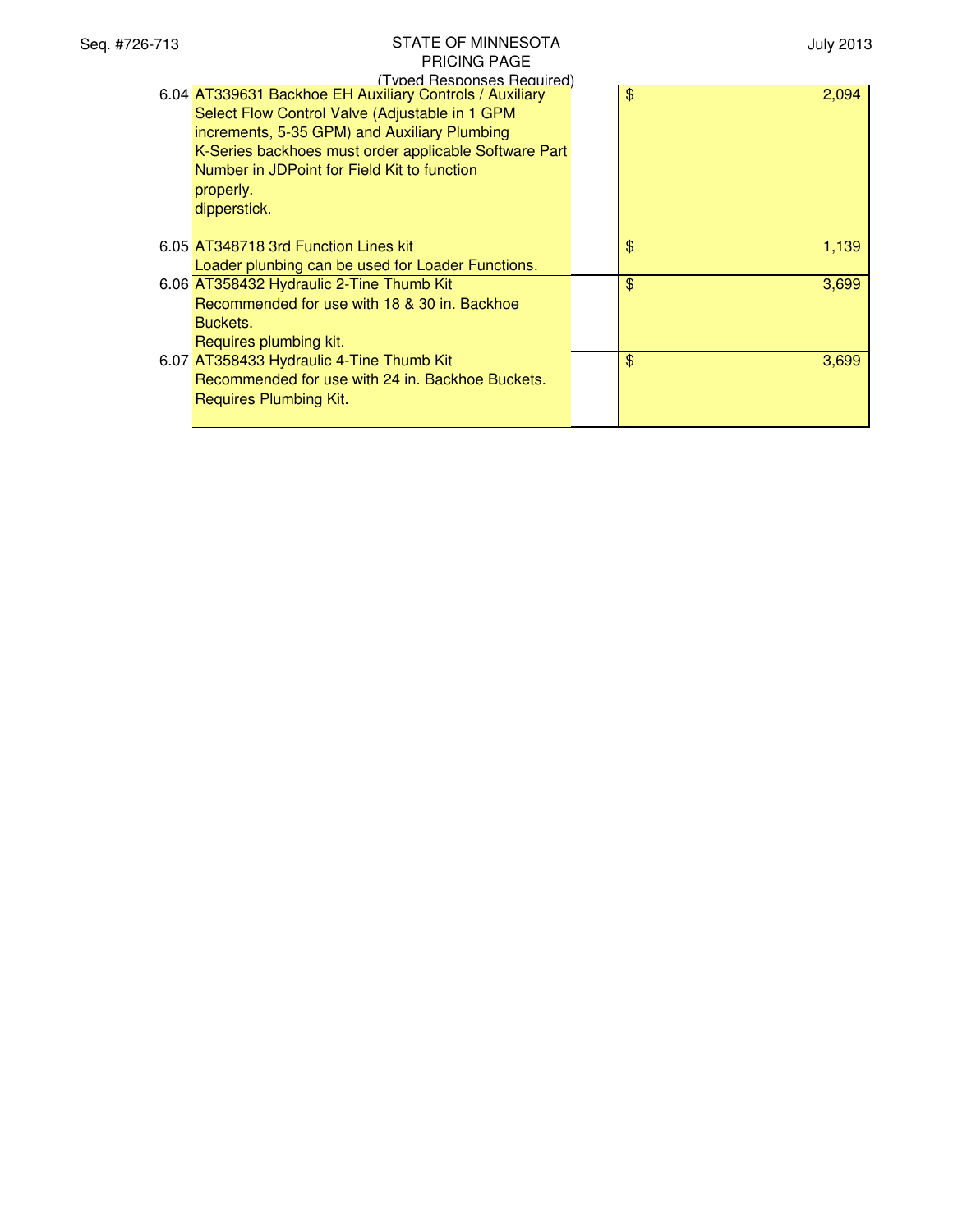| | | | |
|---|---|---|---|
| 6.04 | AT339631 Backhoe EH Auxiliary Controls / Auxiliary Select Flow Control Valve (Adjustable in 1 GPM increments, 5-35 GPM) and Auxiliary Plumbing<br>K-Series backhoes must order applicable Software Part Number in JDPoint for Field Kit to function properly.<br>dipperstick. | | $ 2,094 |
| 6.05 | AT348718 3rd Function Lines kit<br>Loader plunbing can be used for Loader Functions. | | $ 1,139 |
| 6.06 | AT358432 Hydraulic 2-Tine Thumb Kit<br>Recommended for use with 18 & 30 in. Backhoe Buckets.<br>Requires plumbing kit. | | $ 3,699 |
| 6.07 | AT358433 Hydraulic 4-Tine Thumb Kit<br>Recommended for use with 24 in. Backhoe Buckets.<br>Requires Plumbing Kit. | | $ 3,699 |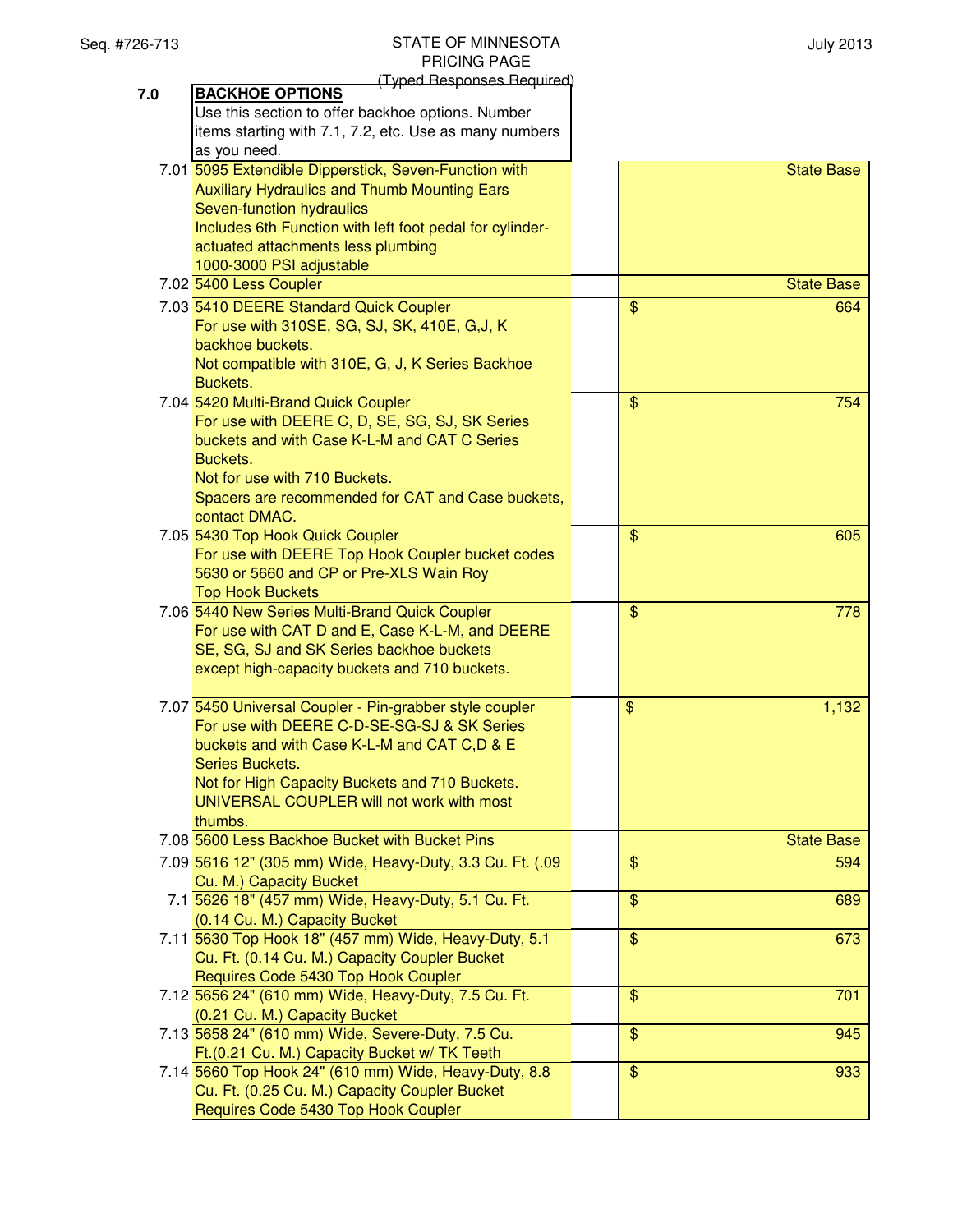STATE OF MINNESOTA
PRICING PAGE
(Typed Responses Required)

| No. | Description | | Price |
|---|---|---|---|
| 7.0 | **BACKHOE OPTIONS**<br>Use this section to offer backhoe options. Number items starting with 7.1, 7.2, etc. Use as many numbers as you need. | | |
| 7.01 | 5095 Extendible Dipperstick, Seven-Function with Auxiliary Hydraulics and Thumb Mounting Ears<br>Seven-function hydraulics<br>Includes 6th Function with left foot pedal for cylinder-actuated attachments less plumbing<br>1000-3000 PSI adjustable | | State Base |
| 7.02 | 5400 Less Coupler | | State Base |
| 7.03 | 5410 DEERE Standard Quick Coupler<br>For use with 310SE, SG, SJ, SK, 410E, G,J, K backhoe buckets.<br>Not compatible with 310E, G, J, K Series Backhoe Buckets. | | $ 664 |
| 7.04 | 5420 Multi-Brand Quick Coupler<br>For use with DEERE C, D, SE, SG, SJ, SK Series buckets and with Case K-L-M and CAT C Series Buckets.<br>Not for use with 710 Buckets.<br>Spacers are recommended for CAT and Case buckets, contact DMAC. | | $ 754 |
| 7.05 | 5430 Top Hook Quick Coupler<br>For use with DEERE Top Hook Coupler bucket codes 5630 or 5660 and CP or Pre-XLS Wain Roy Top Hook Buckets | | $ 605 |
| 7.06 | 5440 New Series Multi-Brand Quick Coupler<br>For use with CAT D and E, Case K-L-M, and DEERE SE, SG, SJ and SK Series backhoe buckets except high-capacity buckets and 710 buckets. | | $ 778 |
| 7.07 | 5450 Universal Coupler - Pin-grabber style coupler<br>For use with DEERE C-D-SE-SG-SJ & SK Series buckets and with Case K-L-M and CAT C,D & E Series Buckets.<br>Not for High Capacity Buckets and 710 Buckets.<br>UNIVERSAL COUPLER will not work with most thumbs. | | $ 1,132 |
| 7.08 | 5600 Less Backhoe Bucket with Bucket Pins | | State Base |
| 7.09 | 5616 12" (305 mm) Wide, Heavy-Duty, 3.3 Cu. Ft. (.09 Cu. M.) Capacity Bucket | | $ 594 |
| 7.1 | 5626 18" (457 mm) Wide, Heavy-Duty, 5.1 Cu. Ft. (0.14 Cu. M.) Capacity Bucket | | $ 689 |
| 7.11 | 5630 Top Hook 18" (457 mm) Wide, Heavy-Duty, 5.1 Cu. Ft. (0.14 Cu. M.) Capacity Coupler Bucket<br>Requires Code 5430 Top Hook Coupler | | $ 673 |
| 7.12 | 5656 24" (610 mm) Wide, Heavy-Duty, 7.5 Cu. Ft. (0.21 Cu. M.) Capacity Bucket | | $ 701 |
| 7.13 | 5658 24" (610 mm) Wide, Severe-Duty, 7.5 Cu. Ft.(0.21 Cu. M.) Capacity Bucket w/ TK Teeth | | $ 945 |
| 7.14 | 5660 Top Hook 24" (610 mm) Wide, Heavy-Duty, 8.8 Cu. Ft. (0.25 Cu. M.) Capacity Coupler Bucket<br>Requires Code 5430 Top Hook Coupler | | $ 933 |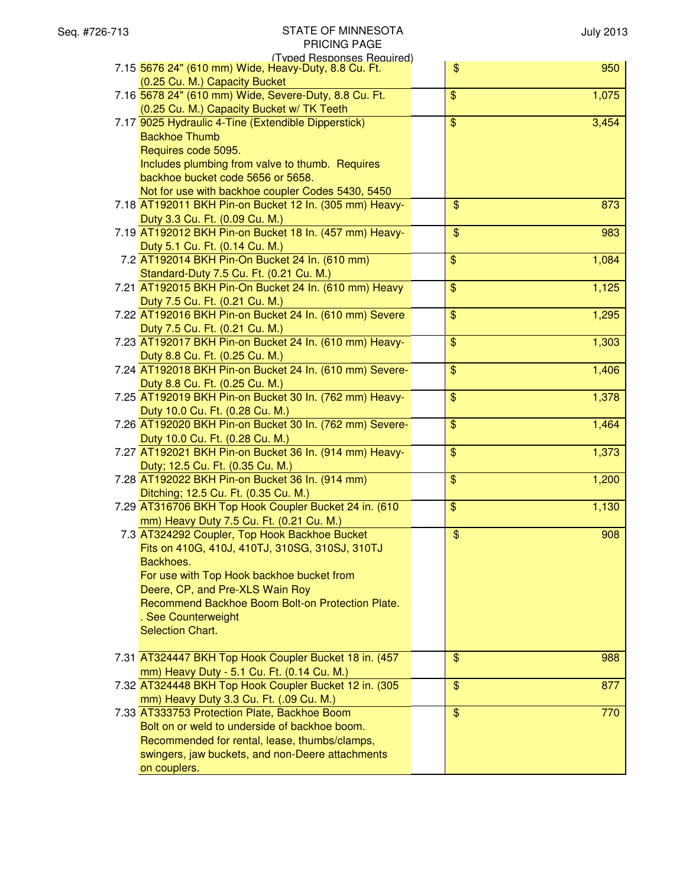# STATE OF MINNESOTA
## PRICING PAGE
(Typed Responses Required)

| Item | Description | | Price |
|---|---|---|---|
| 7.15 | 5676 24" (610 mm) Wide, Heavy-Duty, 8.8 Cu. Ft. (0.25 Cu. M.) Capacity Bucket | | $ 950 |
| 7.16 | 5678 24" (610 mm) Wide, Severe-Duty, 8.8 Cu. Ft. (0.25 Cu. M.) Capacity Bucket w/ TK Teeth | | $ 1,075 |
| 7.17 | 9025 Hydraulic 4-Tine (Extendible Dipperstick) Backhoe Thumb<br>Requires code 5095.<br>Includes plumbing from valve to thumb. Requires backhoe bucket code 5656 or 5658.<br>Not for use with backhoe coupler Codes 5430, 5450 | | $ 3,454 |
| 7.18 | AT192011 BKH Pin-on Bucket 12 In. (305 mm) Heavy-Duty 3.3 Cu. Ft. (0.09 Cu. M.) | | $ 873 |
| 7.19 | AT192012 BKH Pin-on Bucket 18 In. (457 mm) Heavy-Duty 5.1 Cu. Ft. (0.14 Cu. M.) | | $ 983 |
| 7.2 | AT192014 BKH Pin-On Bucket 24 In. (610 mm) Standard-Duty 7.5 Cu. Ft. (0.21 Cu. M.) | | $ 1,084 |
| 7.21 | AT192015 BKH Pin-On Bucket 24 In. (610 mm) Heavy Duty 7.5 Cu. Ft. (0.21 Cu. M.) | | $ 1,125 |
| 7.22 | AT192016 BKH Pin-on Bucket 24 In. (610 mm) Severe Duty 7.5 Cu. Ft. (0.21 Cu. M.) | | $ 1,295 |
| 7.23 | AT192017 BKH Pin-on Bucket 24 In. (610 mm) Heavy-Duty 8.8 Cu. Ft. (0.25 Cu. M.) | | $ 1,303 |
| 7.24 | AT192018 BKH Pin-on Bucket 24 In. (610 mm) Severe-Duty 8.8 Cu. Ft. (0.25 Cu. M.) | | $ 1,406 |
| 7.25 | AT192019 BKH Pin-on Bucket 30 In. (762 mm) Heavy-Duty 10.0 Cu. Ft. (0.28 Cu. M.) | | $ 1,378 |
| 7.26 | AT192020 BKH Pin-on Bucket 30 In. (762 mm) Severe-Duty 10.0 Cu. Ft. (0.28 Cu. M.) | | $ 1,464 |
| 7.27 | AT192021 BKH Pin-on Bucket 36 In. (914 mm) Heavy-Duty; 12.5 Cu. Ft. (0.35 Cu. M.) | | $ 1,373 |
| 7.28 | AT192022 BKH Pin-on Bucket 36 In. (914 mm) Ditching; 12.5 Cu. Ft. (0.35 Cu. M.) | | $ 1,200 |
| 7.29 | AT316706 BKH Top Hook Coupler Bucket 24 in. (610 mm) Heavy Duty 7.5 Cu. Ft. (0.21 Cu. M.) | | $ 1,130 |
| 7.3 | AT324292 Coupler, Top Hook Backhoe Bucket<br>Fits on 410G, 410J, 410TJ, 310SG, 310SJ, 310TJ Backhoes.<br>For use with Top Hook backhoe bucket from Deere, CP, and Pre-XLS Wain Roy<br>Recommend Backhoe Boom Bolt-on Protection Plate.<br>. See Counterweight<br>Selection Chart. | | $ 908 |
| 7.31 | AT324447 BKH Top Hook Coupler Bucket 18 in. (457 mm) Heavy Duty - 5.1 Cu. Ft. (0.14 Cu. M.) | | $ 988 |
| 7.32 | AT324448 BKH Top Hook Coupler Bucket 12 in. (305 mm) Heavy Duty 3.3 Cu. Ft. (.09 Cu. M.) | | $ 877 |
| 7.33 | AT333753 Protection Plate, Backhoe Boom<br>Bolt on or weld to underside of backhoe boom.<br>Recommended for rental, lease, thumbs/clamps, swingers, jaw buckets, and non-Deere attachments on couplers. | | $ 770 |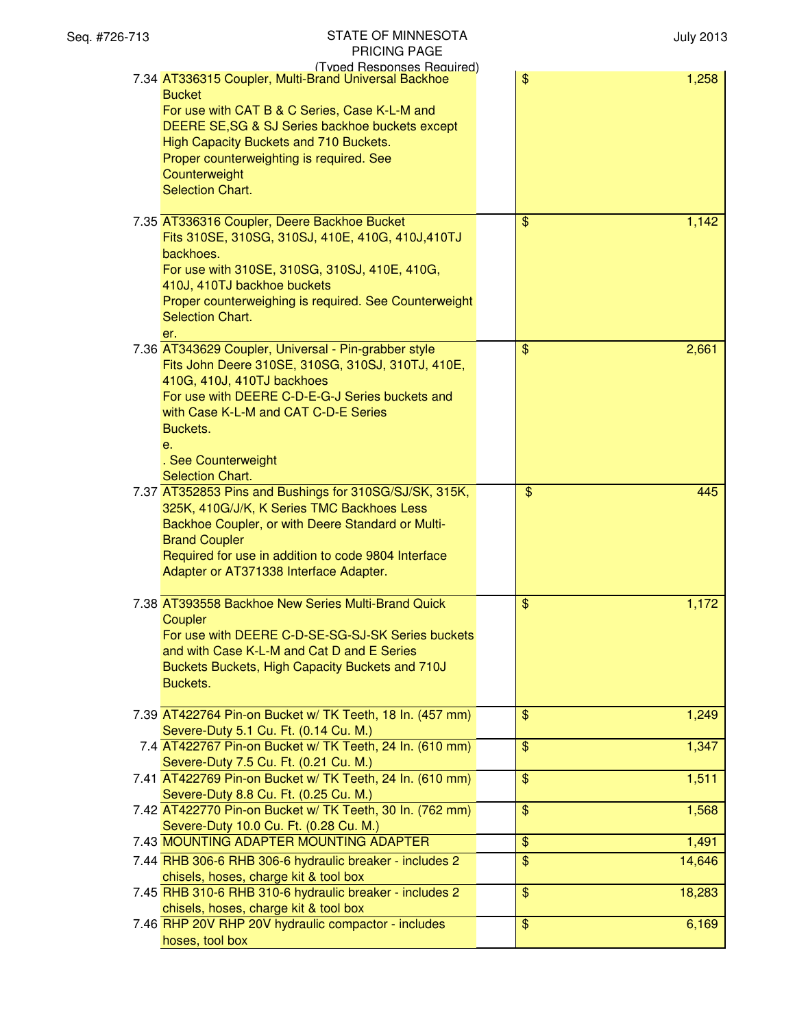STATE OF MINNESOTA
PRICING PAGE
(Typed Responses Required)

| | Description | | Price |
|---|---|---|---|
| 7.34 | AT336315 Coupler, Multi-Brand Universal Backhoe Bucket<br>For use with CAT B & C Series, Case K-L-M and DEERE SE,SG & SJ Series backhoe buckets except High Capacity Buckets and 710 Buckets.<br>Proper counterweighting is required. See Counterweight<br>Selection Chart. | | $ 1,258 |
| 7.35 | AT336316 Coupler, Deere Backhoe Bucket<br>Fits 310SE, 310SG, 310SJ, 410E, 410G, 410J,410TJ backhoes.<br>For use with 310SE, 310SG, 310SJ, 410E, 410G, 410J, 410TJ backhoe buckets<br>Proper counterweighing is required. See Counterweight Selection Chart.<br>er. | | $ 1,142 |
| 7.36 | AT343629 Coupler, Universal - Pin-grabber style<br>Fits John Deere 310SE, 310SG, 310SJ, 310TJ, 410E, 410G, 410J, 410TJ backhoes<br>For use with DEERE C-D-E-G-J Series buckets and with Case K-L-M and CAT C-D-E Series<br>Buckets.<br>e.<br>. See Counterweight<br>Selection Chart. | | $ 2,661 |
| 7.37 | AT352853 Pins and Bushings for 310SG/SJ/SK, 315K, 325K, 410G/J/K, K Series TMC Backhoes Less Backhoe Coupler, or with Deere Standard or Multi-Brand Coupler<br>Required for use in addition to code 9804 Interface Adapter or AT371338 Interface Adapter. | | $ 445 |
| 7.38 | AT393558 Backhoe New Series Multi-Brand Quick Coupler<br>For use with DEERE C-D-SE-SG-SJ-SK Series buckets and with Case K-L-M and Cat D and E Series<br>Buckets Buckets, High Capacity Buckets and 710J Buckets. | | $ 1,172 |
| 7.39 | AT422764 Pin-on Bucket w/ TK Teeth, 18 In. (457 mm) Severe-Duty 5.1 Cu. Ft. (0.14 Cu. M.) | | $ 1,249 |
| 7.4 | AT422767 Pin-on Bucket w/ TK Teeth, 24 In. (610 mm) Severe-Duty 7.5 Cu. Ft. (0.21 Cu. M.) | | $ 1,347 |
| 7.41 | AT422769 Pin-on Bucket w/ TK Teeth, 24 In. (610 mm) Severe-Duty 8.8 Cu. Ft. (0.25 Cu. M.) | | $ 1,511 |
| 7.42 | AT422770 Pin-on Bucket w/ TK Teeth, 30 In. (762 mm) Severe-Duty 10.0 Cu. Ft. (0.28 Cu. M.) | | $ 1,568 |
| 7.43 | MOUNTING ADAPTER MOUNTING ADAPTER | | $ 1,491 |
| 7.44 | RHB 306-6 RHB 306-6 hydraulic breaker - includes 2 chisels, hoses, charge kit & tool box | | $ 14,646 |
| 7.45 | RHB 310-6 RHB 310-6 hydraulic breaker - includes 2 chisels, hoses, charge kit & tool box | | $ 18,283 |
| 7.46 | RHP 20V RHP 20V hydraulic compactor - includes hoses, tool box | | $ 6,169 |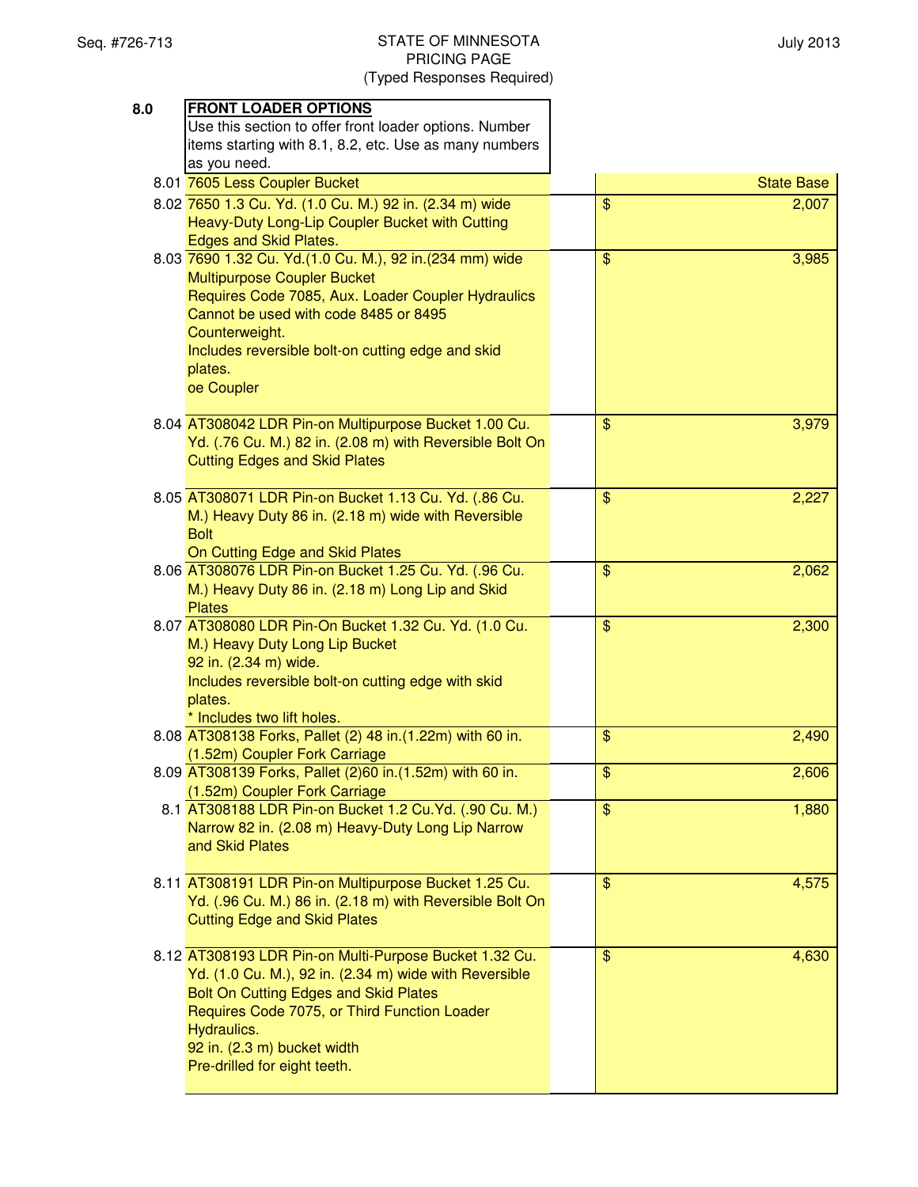STATE OF MINNESOTA
PRICING PAGE
(Typed Responses Required)

| 8.0 | **FRONT LOADER OPTIONS** Use this section to offer front loader options. Number items starting with 8.1, 8.2, etc. Use as many numbers as you need. | | |
|---|---|---|---|
| 8.01 | 7605 Less Coupler Bucket | | State Base |
| 8.02 | 7650 1.3 Cu. Yd. (1.0 Cu. M.) 92 in. (2.34 m) wide Heavy-Duty Long-Lip Coupler Bucket with Cutting Edges and Skid Plates. | | $ 2,007 |
| 8.03 | 7690 1.32 Cu. Yd.(1.0 Cu. M.), 92 in.(234 mm) wide Multipurpose Coupler Bucket Requires Code 7085, Aux. Loader Coupler Hydraulics Cannot be used with code 8485 or 8495 Counterweight. Includes reversible bolt-on cutting edge and skid plates. oe Coupler | | $ 3,985 |
| 8.04 | AT308042 LDR Pin-on Multipurpose Bucket 1.00 Cu. Yd. (.76 Cu. M.) 82 in. (2.08 m) with Reversible Bolt On Cutting Edges and Skid Plates | | $ 3,979 |
| 8.05 | AT308071 LDR Pin-on Bucket 1.13 Cu. Yd. (.86 Cu. M.) Heavy Duty 86 in. (2.18 m) wide with Reversible Bolt On Cutting Edge and Skid Plates | | $ 2,227 |
| 8.06 | AT308076 LDR Pin-on Bucket 1.25 Cu. Yd. (.96 Cu. M.) Heavy Duty 86 in. (2.18 m) Long Lip and Skid Plates | | $ 2,062 |
| 8.07 | AT308080 LDR Pin-On Bucket 1.32 Cu. Yd. (1.0 Cu. M.) Heavy Duty Long Lip Bucket 92 in. (2.34 m) wide. Includes reversible bolt-on cutting edge with skid plates. * Includes two lift holes. | | $ 2,300 |
| 8.08 | AT308138 Forks, Pallet (2) 48 in.(1.22m) with 60 in. (1.52m) Coupler Fork Carriage | | $ 2,490 |
| 8.09 | AT308139 Forks, Pallet (2)60 in.(1.52m) with 60 in. (1.52m) Coupler Fork Carriage | | $ 2,606 |
| 8.1 | AT308188 LDR Pin-on Bucket 1.2 Cu.Yd. (.90 Cu. M.) Narrow 82 in. (2.08 m) Heavy-Duty Long Lip Narrow and Skid Plates | | $ 1,880 |
| 8.11 | AT308191 LDR Pin-on Multipurpose Bucket 1.25 Cu. Yd. (.96 Cu. M.) 86 in. (2.18 m) with Reversible Bolt On Cutting Edge and Skid Plates | | $ 4,575 |
| 8.12 | AT308193 LDR Pin-on Multi-Purpose Bucket 1.32 Cu. Yd. (1.0 Cu. M.), 92 in. (2.34 m) wide with Reversible Bolt On Cutting Edges and Skid Plates Requires Code 7075, or Third Function Loader Hydraulics. 92 in. (2.3 m) bucket width Pre-drilled for eight teeth. | | $ 4,630 |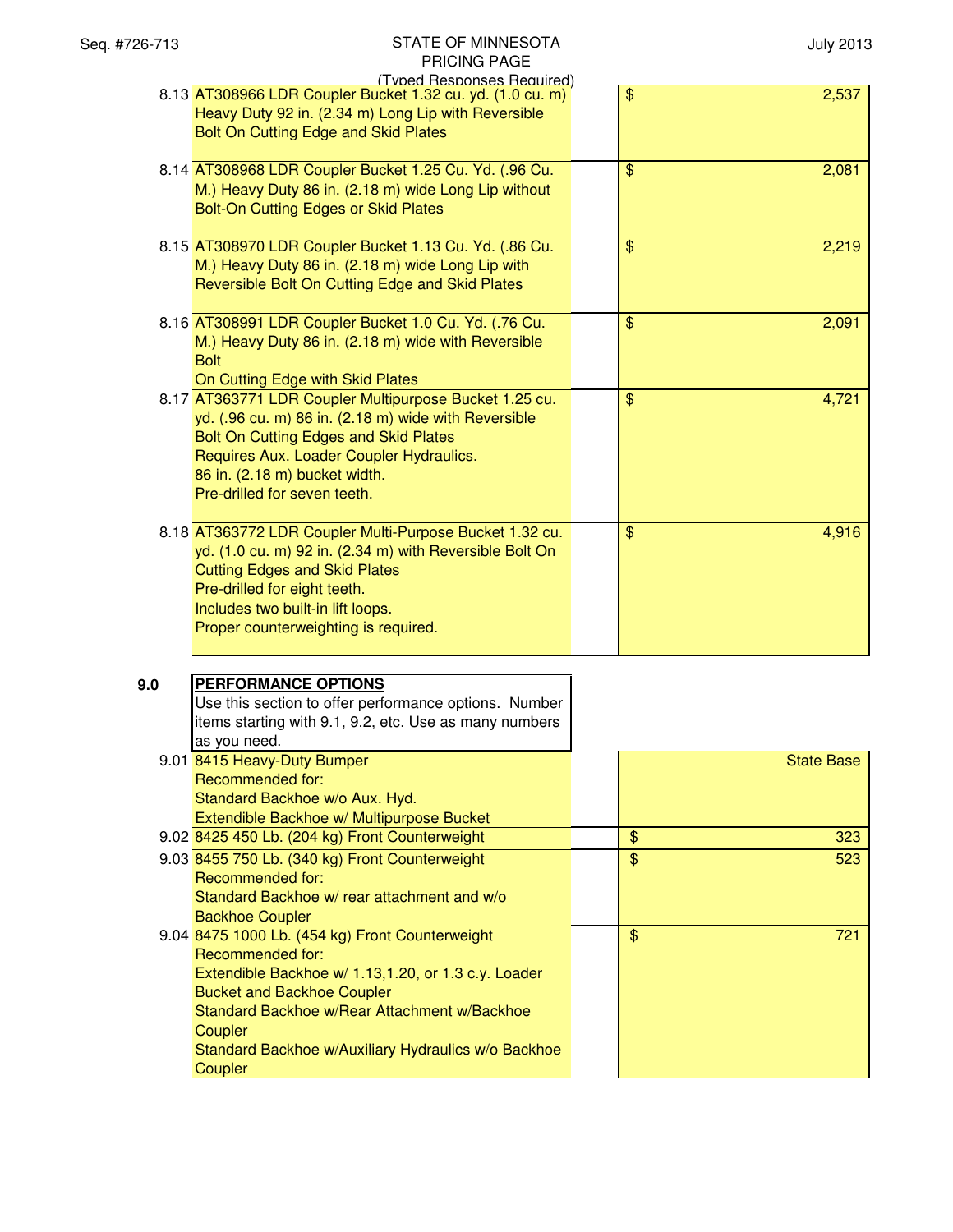| Item | Description | | Price |
|---|---|---|---|
| 8.13 | AT308966 LDR Coupler Bucket 1.32 cu. yd. (1.0 cu. m) Heavy Duty 92 in. (2.34 m) Long Lip with Reversible Bolt On Cutting Edge and Skid Plates | | $ 2,537 |
| 8.14 | AT308968 LDR Coupler Bucket 1.25 Cu. Yd. (.96 Cu. M.) Heavy Duty 86 in. (2.18 m) wide Long Lip without Bolt-On Cutting Edges or Skid Plates | | $ 2,081 |
| 8.15 | AT308970 LDR Coupler Bucket 1.13 Cu. Yd. (.86 Cu. M.) Heavy Duty 86 in. (2.18 m) wide Long Lip with Reversible Bolt On Cutting Edge and Skid Plates | | $ 2,219 |
| 8.16 | AT308991 LDR Coupler Bucket 1.0 Cu. Yd. (.76 Cu. M.) Heavy Duty 86 in. (2.18 m) wide with Reversible Bolt On Cutting Edge with Skid Plates | | $ 2,091 |
| 8.17 | AT363771 LDR Coupler Multipurpose Bucket 1.25 cu. yd. (.96 cu. m) 86 in. (2.18 m) wide with Reversible Bolt On Cutting Edges and Skid Plates<br>Requires Aux. Loader Coupler Hydraulics.<br>86 in. (2.18 m) bucket width.<br>Pre-drilled for seven teeth. | | $ 4,721 |
| 8.18 | AT363772 LDR Coupler Multi-Purpose Bucket 1.32 cu. yd. (1.0 cu. m) 92 in. (2.34 m) with Reversible Bolt On Cutting Edges and Skid Plates<br>Pre-drilled for eight teeth.<br>Includes two built-in lift loops.<br>Proper counterweighting is required. | | $ 4,916 |

| Item | Description | | Price |
|---|---|---|---|
| 9.0 | **PERFORMANCE OPTIONS**<br>Use this section to offer performance options. Number items starting with 9.1, 9.2, etc. Use as many numbers as you need. | | |
| 9.01 | 8415 Heavy-Duty Bumper<br>Recommended for:<br>Standard Backhoe w/o Aux. Hyd.<br>Extendible Backhoe w/ Multipurpose Bucket | | State Base |
| 9.02 | 8425 450 Lb. (204 kg) Front Counterweight | | $ 323 |
| 9.03 | 8455 750 Lb. (340 kg) Front Counterweight<br>Recommended for:<br>Standard Backhoe w/ rear attachment and w/o Backhoe Coupler | | $ 523 |
| 9.04 | 8475 1000 Lb. (454 kg) Front Counterweight<br>Recommended for:<br>Extendible Backhoe w/ 1.13,1.20, or 1.3 c.y. Loader Bucket and Backhoe Coupler<br>Standard Backhoe w/Rear Attachment w/Backhoe Coupler<br>Standard Backhoe w/Auxiliary Hydraulics w/o Backhoe Coupler | | $ 721 |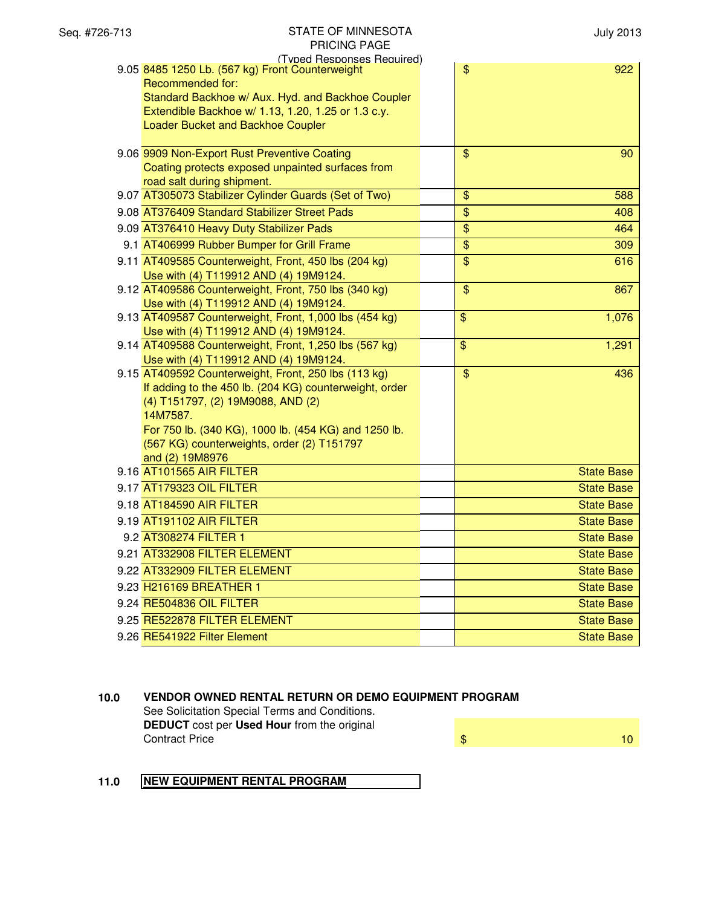STATE OF MINNESOTA
PRICING PAGE
(Typed Responses Required)

| Item | Description | | Price |
|---|---|---|---|
| 9.05 | 8485 1250 Lb. (567 kg) Front Counterweight<br>Recommended for:<br>Standard Backhoe w/ Aux. Hyd. and Backhoe Coupler<br>Extendible Backhoe w/ 1.13, 1.20, 1.25 or 1.3 c.y.<br>Loader Bucket and Backhoe Coupler | | $ 922 |
| 9.06 | 9909 Non-Export Rust Preventive Coating<br>Coating protects exposed unpainted surfaces from road salt during shipment. | | $ 90 |
| 9.07 | AT305073 Stabilizer Cylinder Guards (Set of Two) | | $ 588 |
| 9.08 | AT376409 Standard Stabilizer Street Pads | | $ 408 |
| 9.09 | AT376410 Heavy Duty Stabilizer Pads | | $ 464 |
| 9.1 | AT406999 Rubber Bumper for Grill Frame | | $ 309 |
| 9.11 | AT409585 Counterweight, Front, 450 lbs (204 kg)<br>Use with (4) T119912 AND (4) 19M9124. | | $ 616 |
| 9.12 | AT409586 Counterweight, Front, 750 lbs (340 kg)<br>Use with (4) T119912 AND (4) 19M9124. | | $ 867 |
| 9.13 | AT409587 Counterweight, Front, 1,000 lbs (454 kg)<br>Use with (4) T119912 AND (4) 19M9124. | | $ 1,076 |
| 9.14 | AT409588 Counterweight, Front, 1,250 lbs (567 kg)<br>Use with (4) T119912 AND (4) 19M9124. | | $ 1,291 |
| 9.15 | AT409592 Counterweight, Front, 250 lbs (113 kg)<br>If adding to the 450 lb. (204 KG) counterweight, order (4) T151797, (2) 19M9088, AND (2) 14M7587.<br>For 750 lb. (340 KG), 1000 lb. (454 KG) and 1250 lb. (567 KG) counterweights, order (2) T151797 and (2) 19M8976 | | $ 436 |
| 9.16 | AT101565 AIR FILTER | | State Base |
| 9.17 | AT179323 OIL FILTER | | State Base |
| 9.18 | AT184590 AIR FILTER | | State Base |
| 9.19 | AT191102 AIR FILTER | | State Base |
| 9.2 | AT308274 FILTER 1 | | State Base |
| 9.21 | AT332908 FILTER ELEMENT | | State Base |
| 9.22 | AT332909 FILTER ELEMENT | | State Base |
| 9.23 | H216169 BREATHER 1 | | State Base |
| 9.24 | RE504836 OIL FILTER | | State Base |
| 9.25 | RE522878 FILTER ELEMENT | | State Base |
| 9.26 | RE541922 Filter Element | | State Base |

**10.0 VENDOR OWNED RENTAL RETURN OR DEMO EQUIPMENT PROGRAM**

See Solicitation Special Terms and Conditions.
**DEDUCT** cost per **Used Hour** from the original Contract Price — $ 10

**11.0 NEW EQUIPMENT RENTAL PROGRAM**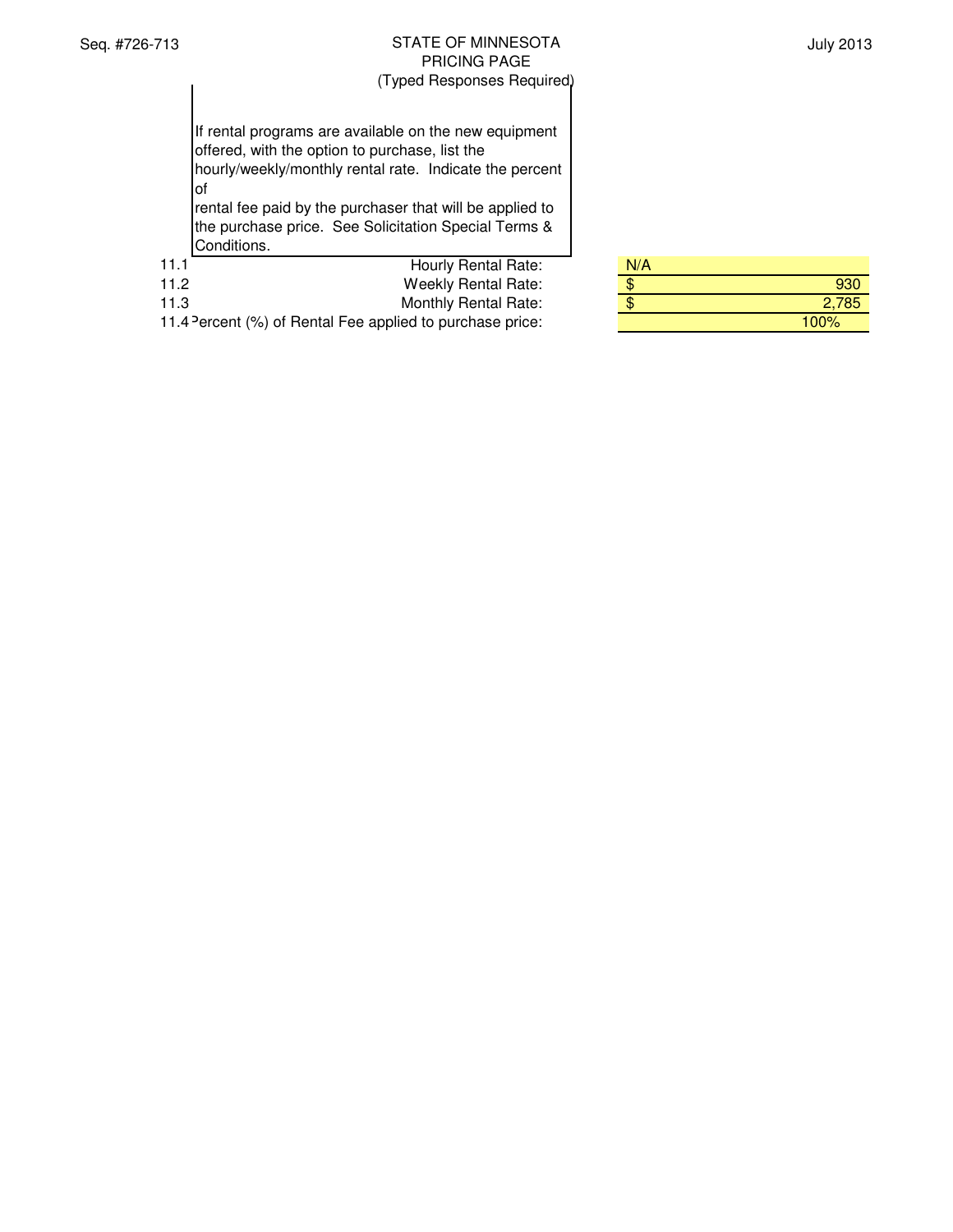STATE OF MINNESOTA
PRICING PAGE
(Typed Responses Required)

If rental programs are available on the new equipment offered, with the option to purchase, list the hourly/weekly/monthly rental rate. Indicate the percent of rental fee paid by the purchaser that will be applied to the purchase price. See Solicitation Special Terms & Conditions.

| | | |
|---|---|---|
| 11.1 | Hourly Rental Rate: | N/A |
| 11.2 | Weekly Rental Rate: | $ 930 |
| 11.3 | Monthly Rental Rate: | $ 2,785 |
| 11.4 | Percent (%) of Rental Fee applied to purchase price: | 100% |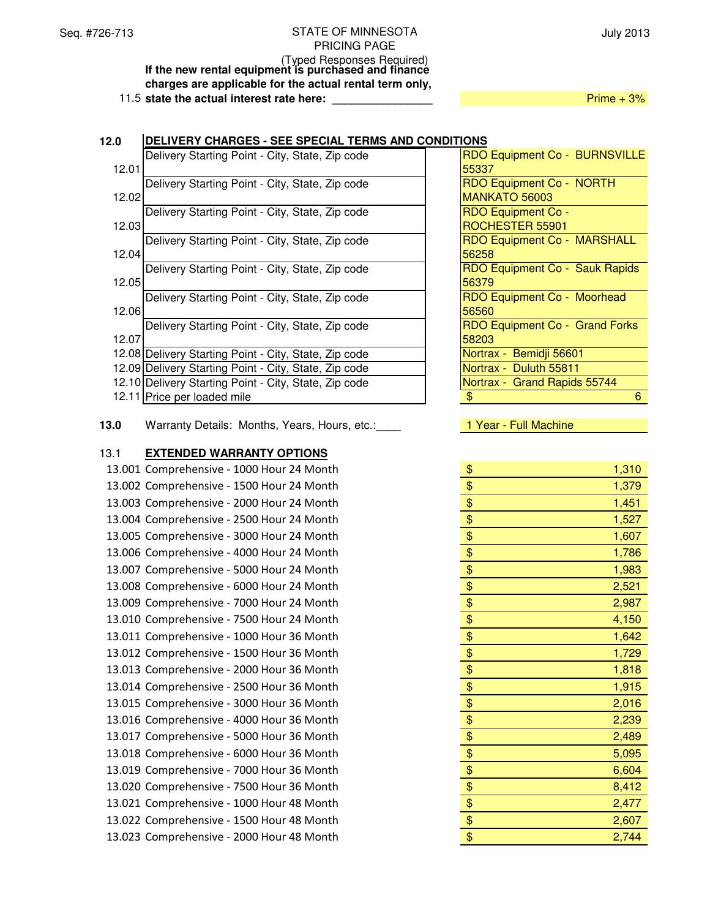STATE OF MINNESOTA
PRICING PAGE
(Typed Responses Required)

| | | |
|---|---|---|
| 11.5 | **If the new rental equipment is purchased and finance charges are applicable for the actual rental term only, state the actual interest rate here:** ________________ | Prime + 3% |

| | | |
|---|---|---|
| **12.0** | **DELIVERY CHARGES - SEE SPECIAL TERMS AND CONDITIONS** | |
| 12.01 | Delivery Starting Point - City, State, Zip code | RDO Equipment Co - BURNSVILLE 55337 |
| 12.02 | Delivery Starting Point - City, State, Zip code | RDO Equipment Co - NORTH MANKATO 56003 |
| 12.03 | Delivery Starting Point - City, State, Zip code | RDO Equipment Co - ROCHESTER 55901 |
| 12.04 | Delivery Starting Point - City, State, Zip code | RDO Equipment Co - MARSHALL 56258 |
| 12.05 | Delivery Starting Point - City, State, Zip code | RDO Equipment Co - Sauk Rapids 56379 |
| 12.06 | Delivery Starting Point - City, State, Zip code | RDO Equipment Co - Moorhead 56560 |
| 12.07 | Delivery Starting Point - City, State, Zip code | RDO Equipment Co - Grand Forks 58203 |
| 12.08 | Delivery Starting Point - City, State, Zip code | Nortrax - Bemidji 56601 |
| 12.09 | Delivery Starting Point - City, State, Zip code | Nortrax - Duluth 55811 |
| 12.10 | Delivery Starting Point - City, State, Zip code | Nortrax - Grand Rapids 55744 |
| 12.11 | Price per loaded mile | $ 6 |

| | | |
|---|---|---|
| **13.0** | Warranty Details: Months, Years, Hours, etc.:____ | 1 Year - Full Machine |

| | | |
|---|---|---|
| 13.1 | **EXTENDED WARRANTY OPTIONS** | |
| 13.001 | Comprehensive - 1000 Hour 24 Month | $ 1,310 |
| 13.002 | Comprehensive - 1500 Hour 24 Month | $ 1,379 |
| 13.003 | Comprehensive - 2000 Hour 24 Month | $ 1,451 |
| 13.004 | Comprehensive - 2500 Hour 24 Month | $ 1,527 |
| 13.005 | Comprehensive - 3000 Hour 24 Month | $ 1,607 |
| 13.006 | Comprehensive - 4000 Hour 24 Month | $ 1,786 |
| 13.007 | Comprehensive - 5000 Hour 24 Month | $ 1,983 |
| 13.008 | Comprehensive - 6000 Hour 24 Month | $ 2,521 |
| 13.009 | Comprehensive - 7000 Hour 24 Month | $ 2,987 |
| 13.010 | Comprehensive - 7500 Hour 24 Month | $ 4,150 |
| 13.011 | Comprehensive - 1000 Hour 36 Month | $ 1,642 |
| 13.012 | Comprehensive - 1500 Hour 36 Month | $ 1,729 |
| 13.013 | Comprehensive - 2000 Hour 36 Month | $ 1,818 |
| 13.014 | Comprehensive - 2500 Hour 36 Month | $ 1,915 |
| 13.015 | Comprehensive - 3000 Hour 36 Month | $ 2,016 |
| 13.016 | Comprehensive - 4000 Hour 36 Month | $ 2,239 |
| 13.017 | Comprehensive - 5000 Hour 36 Month | $ 2,489 |
| 13.018 | Comprehensive - 6000 Hour 36 Month | $ 5,095 |
| 13.019 | Comprehensive - 7000 Hour 36 Month | $ 6,604 |
| 13.020 | Comprehensive - 7500 Hour 36 Month | $ 8,412 |
| 13.021 | Comprehensive - 1000 Hour 48 Month | $ 2,477 |
| 13.022 | Comprehensive - 1500 Hour 48 Month | $ 2,607 |
| 13.023 | Comprehensive - 2000 Hour 48 Month | $ 2,744 |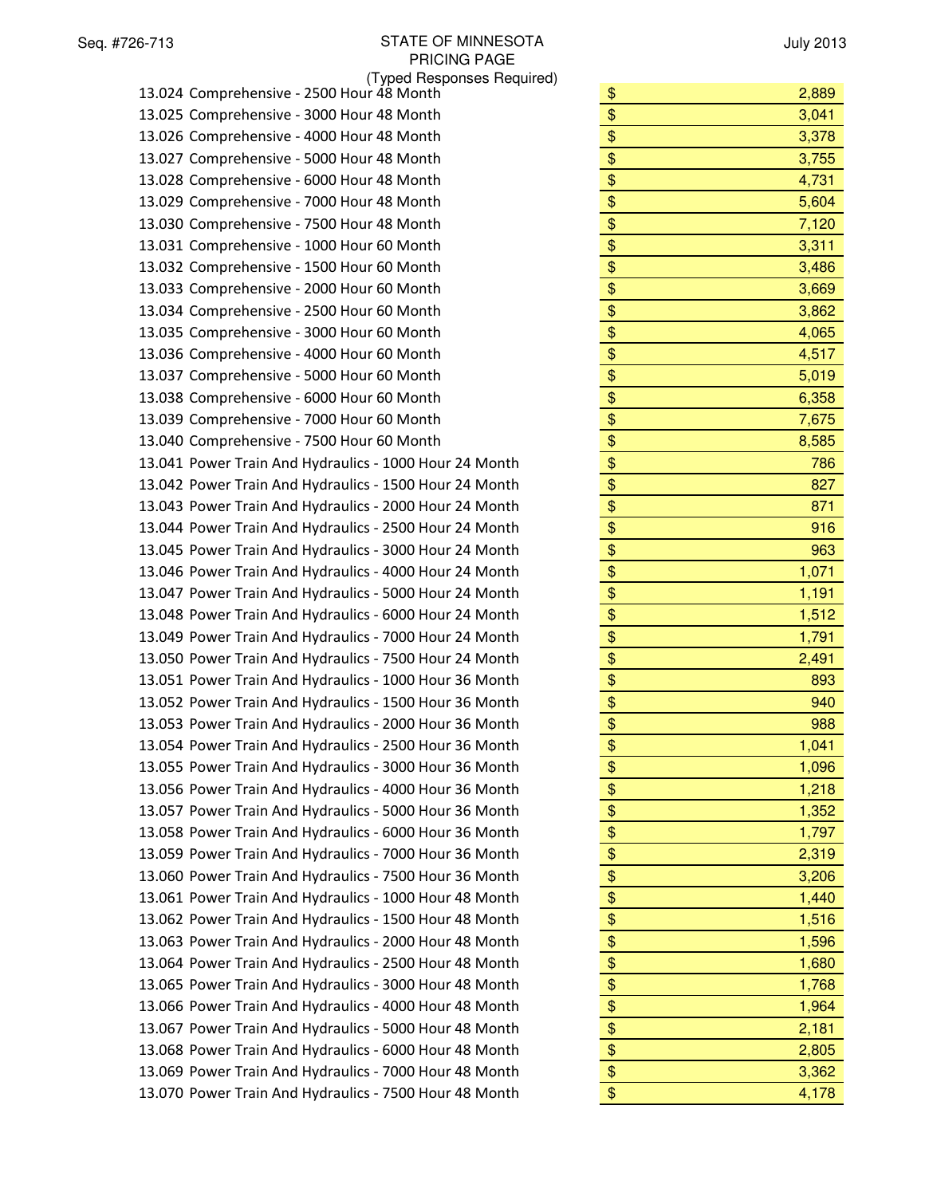| Item | Description | Price |
|---|---|---|
| 13.024 | Comprehensive - 2500 Hour 48 Month | $ 2,889 |
| 13.025 | Comprehensive - 3000 Hour 48 Month | $ 3,041 |
| 13.026 | Comprehensive - 4000 Hour 48 Month | $ 3,378 |
| 13.027 | Comprehensive - 5000 Hour 48 Month | $ 3,755 |
| 13.028 | Comprehensive - 6000 Hour 48 Month | $ 4,731 |
| 13.029 | Comprehensive - 7000 Hour 48 Month | $ 5,604 |
| 13.030 | Comprehensive - 7500 Hour 48 Month | $ 7,120 |
| 13.031 | Comprehensive - 1000 Hour 60 Month | $ 3,311 |
| 13.032 | Comprehensive - 1500 Hour 60 Month | $ 3,486 |
| 13.033 | Comprehensive - 2000 Hour 60 Month | $ 3,669 |
| 13.034 | Comprehensive - 2500 Hour 60 Month | $ 3,862 |
| 13.035 | Comprehensive - 3000 Hour 60 Month | $ 4,065 |
| 13.036 | Comprehensive - 4000 Hour 60 Month | $ 4,517 |
| 13.037 | Comprehensive - 5000 Hour 60 Month | $ 5,019 |
| 13.038 | Comprehensive - 6000 Hour 60 Month | $ 6,358 |
| 13.039 | Comprehensive - 7000 Hour 60 Month | $ 7,675 |
| 13.040 | Comprehensive - 7500 Hour 60 Month | $ 8,585 |
| 13.041 | Power Train And Hydraulics - 1000 Hour 24 Month | $ 786 |
| 13.042 | Power Train And Hydraulics - 1500 Hour 24 Month | $ 827 |
| 13.043 | Power Train And Hydraulics - 2000 Hour 24 Month | $ 871 |
| 13.044 | Power Train And Hydraulics - 2500 Hour 24 Month | $ 916 |
| 13.045 | Power Train And Hydraulics - 3000 Hour 24 Month | $ 963 |
| 13.046 | Power Train And Hydraulics - 4000 Hour 24 Month | $ 1,071 |
| 13.047 | Power Train And Hydraulics - 5000 Hour 24 Month | $ 1,191 |
| 13.048 | Power Train And Hydraulics - 6000 Hour 24 Month | $ 1,512 |
| 13.049 | Power Train And Hydraulics - 7000 Hour 24 Month | $ 1,791 |
| 13.050 | Power Train And Hydraulics - 7500 Hour 24 Month | $ 2,491 |
| 13.051 | Power Train And Hydraulics - 1000 Hour 36 Month | $ 893 |
| 13.052 | Power Train And Hydraulics - 1500 Hour 36 Month | $ 940 |
| 13.053 | Power Train And Hydraulics - 2000 Hour 36 Month | $ 988 |
| 13.054 | Power Train And Hydraulics - 2500 Hour 36 Month | $ 1,041 |
| 13.055 | Power Train And Hydraulics - 3000 Hour 36 Month | $ 1,096 |
| 13.056 | Power Train And Hydraulics - 4000 Hour 36 Month | $ 1,218 |
| 13.057 | Power Train And Hydraulics - 5000 Hour 36 Month | $ 1,352 |
| 13.058 | Power Train And Hydraulics - 6000 Hour 36 Month | $ 1,797 |
| 13.059 | Power Train And Hydraulics - 7000 Hour 36 Month | $ 2,319 |
| 13.060 | Power Train And Hydraulics - 7500 Hour 36 Month | $ 3,206 |
| 13.061 | Power Train And Hydraulics - 1000 Hour 48 Month | $ 1,440 |
| 13.062 | Power Train And Hydraulics - 1500 Hour 48 Month | $ 1,516 |
| 13.063 | Power Train And Hydraulics - 2000 Hour 48 Month | $ 1,596 |
| 13.064 | Power Train And Hydraulics - 2500 Hour 48 Month | $ 1,680 |
| 13.065 | Power Train And Hydraulics - 3000 Hour 48 Month | $ 1,768 |
| 13.066 | Power Train And Hydraulics - 4000 Hour 48 Month | $ 1,964 |
| 13.067 | Power Train And Hydraulics - 5000 Hour 48 Month | $ 2,181 |
| 13.068 | Power Train And Hydraulics - 6000 Hour 48 Month | $ 2,805 |
| 13.069 | Power Train And Hydraulics - 7000 Hour 48 Month | $ 3,362 |
| 13.070 | Power Train And Hydraulics - 7500 Hour 48 Month | $ 4,178 |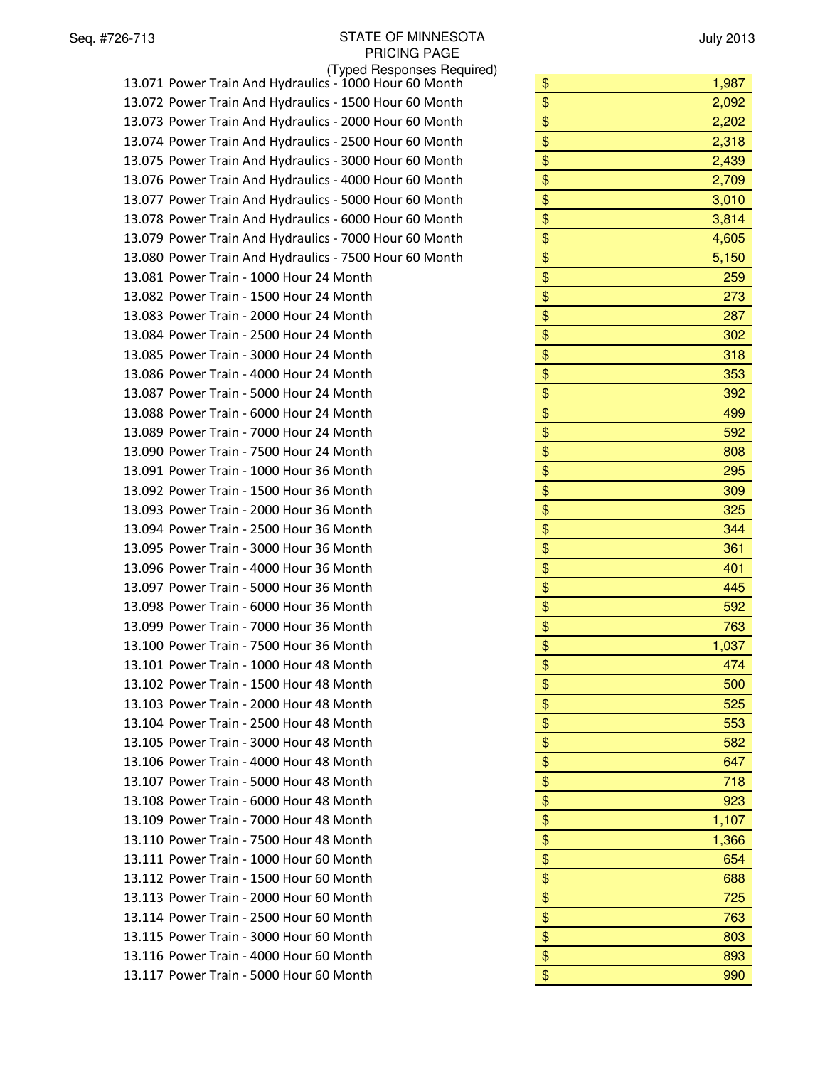| Item | Description | Price |
|---|---|---|
| 13.071 | Power Train And Hydraulics - 1000 Hour 60 Month | $ 1,987 |
| 13.072 | Power Train And Hydraulics - 1500 Hour 60 Month | $ 2,092 |
| 13.073 | Power Train And Hydraulics - 2000 Hour 60 Month | $ 2,202 |
| 13.074 | Power Train And Hydraulics - 2500 Hour 60 Month | $ 2,318 |
| 13.075 | Power Train And Hydraulics - 3000 Hour 60 Month | $ 2,439 |
| 13.076 | Power Train And Hydraulics - 4000 Hour 60 Month | $ 2,709 |
| 13.077 | Power Train And Hydraulics - 5000 Hour 60 Month | $ 3,010 |
| 13.078 | Power Train And Hydraulics - 6000 Hour 60 Month | $ 3,814 |
| 13.079 | Power Train And Hydraulics - 7000 Hour 60 Month | $ 4,605 |
| 13.080 | Power Train And Hydraulics - 7500 Hour 60 Month | $ 5,150 |
| 13.081 | Power Train - 1000 Hour 24 Month | $ 259 |
| 13.082 | Power Train - 1500 Hour 24 Month | $ 273 |
| 13.083 | Power Train - 2000 Hour 24 Month | $ 287 |
| 13.084 | Power Train - 2500 Hour 24 Month | $ 302 |
| 13.085 | Power Train - 3000 Hour 24 Month | $ 318 |
| 13.086 | Power Train - 4000 Hour 24 Month | $ 353 |
| 13.087 | Power Train - 5000 Hour 24 Month | $ 392 |
| 13.088 | Power Train - 6000 Hour 24 Month | $ 499 |
| 13.089 | Power Train - 7000 Hour 24 Month | $ 592 |
| 13.090 | Power Train - 7500 Hour 24 Month | $ 808 |
| 13.091 | Power Train - 1000 Hour 36 Month | $ 295 |
| 13.092 | Power Train - 1500 Hour 36 Month | $ 309 |
| 13.093 | Power Train - 2000 Hour 36 Month | $ 325 |
| 13.094 | Power Train - 2500 Hour 36 Month | $ 344 |
| 13.095 | Power Train - 3000 Hour 36 Month | $ 361 |
| 13.096 | Power Train - 4000 Hour 36 Month | $ 401 |
| 13.097 | Power Train - 5000 Hour 36 Month | $ 445 |
| 13.098 | Power Train - 6000 Hour 36 Month | $ 592 |
| 13.099 | Power Train - 7000 Hour 36 Month | $ 763 |
| 13.100 | Power Train - 7500 Hour 36 Month | $ 1,037 |
| 13.101 | Power Train - 1000 Hour 48 Month | $ 474 |
| 13.102 | Power Train - 1500 Hour 48 Month | $ 500 |
| 13.103 | Power Train - 2000 Hour 48 Month | $ 525 |
| 13.104 | Power Train - 2500 Hour 48 Month | $ 553 |
| 13.105 | Power Train - 3000 Hour 48 Month | $ 582 |
| 13.106 | Power Train - 4000 Hour 48 Month | $ 647 |
| 13.107 | Power Train - 5000 Hour 48 Month | $ 718 |
| 13.108 | Power Train - 6000 Hour 48 Month | $ 923 |
| 13.109 | Power Train - 7000 Hour 48 Month | $ 1,107 |
| 13.110 | Power Train - 7500 Hour 48 Month | $ 1,366 |
| 13.111 | Power Train - 1000 Hour 60 Month | $ 654 |
| 13.112 | Power Train - 1500 Hour 60 Month | $ 688 |
| 13.113 | Power Train - 2000 Hour 60 Month | $ 725 |
| 13.114 | Power Train - 2500 Hour 60 Month | $ 763 |
| 13.115 | Power Train - 3000 Hour 60 Month | $ 803 |
| 13.116 | Power Train - 4000 Hour 60 Month | $ 893 |
| 13.117 | Power Train - 5000 Hour 60 Month | $ 990 |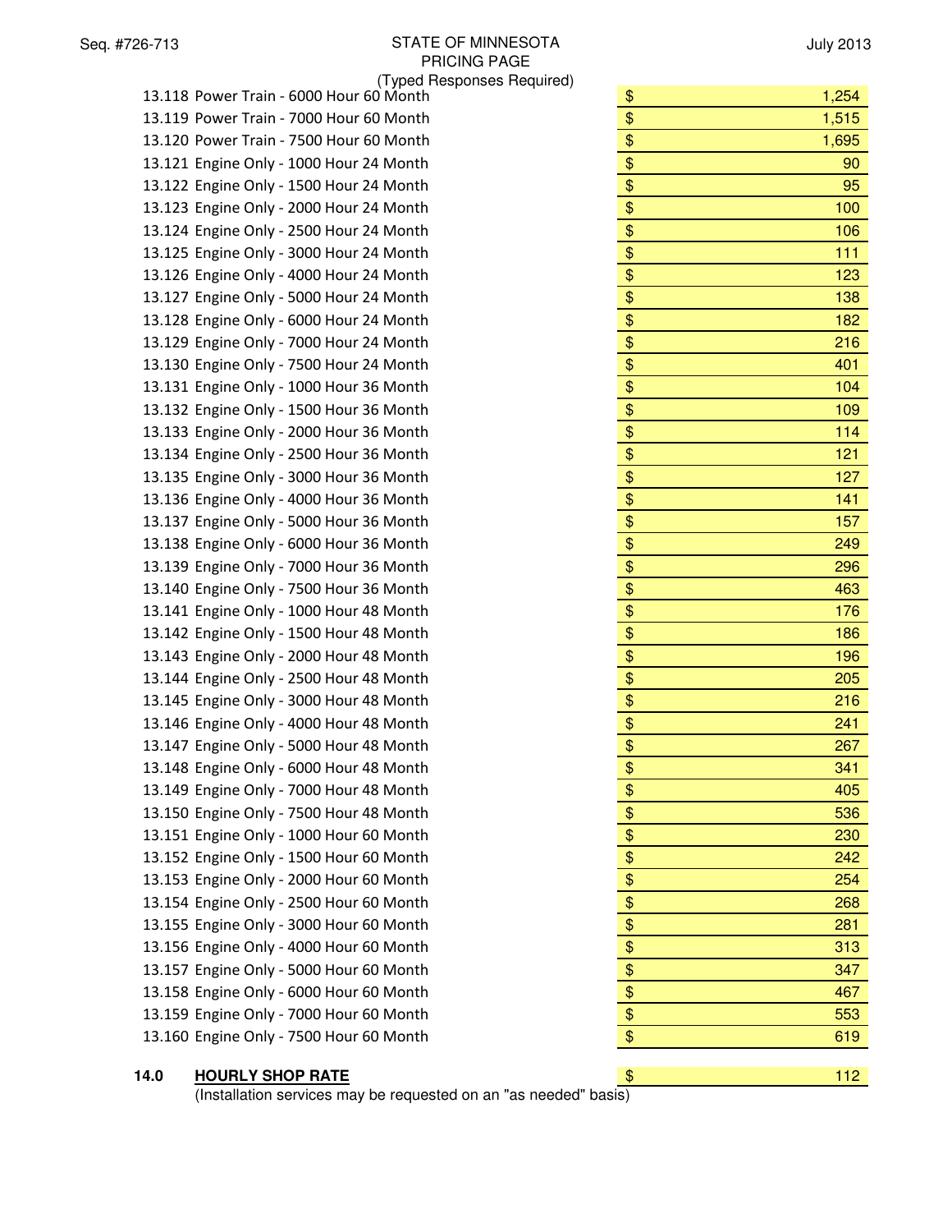| | | |
|---|---|---|
| 13.118 Power Train - 6000 Hour 60 Month | $ | 1,254 |
| 13.119 Power Train - 7000 Hour 60 Month | $ | 1,515 |
| 13.120 Power Train - 7500 Hour 60 Month | $ | 1,695 |
| 13.121 Engine Only - 1000 Hour 24 Month | $ | 90 |
| 13.122 Engine Only - 1500 Hour 24 Month | $ | 95 |
| 13.123 Engine Only - 2000 Hour 24 Month | $ | 100 |
| 13.124 Engine Only - 2500 Hour 24 Month | $ | 106 |
| 13.125 Engine Only - 3000 Hour 24 Month | $ | 111 |
| 13.126 Engine Only - 4000 Hour 24 Month | $ | 123 |
| 13.127 Engine Only - 5000 Hour 24 Month | $ | 138 |
| 13.128 Engine Only - 6000 Hour 24 Month | $ | 182 |
| 13.129 Engine Only - 7000 Hour 24 Month | $ | 216 |
| 13.130 Engine Only - 7500 Hour 24 Month | $ | 401 |
| 13.131 Engine Only - 1000 Hour 36 Month | $ | 104 |
| 13.132 Engine Only - 1500 Hour 36 Month | $ | 109 |
| 13.133 Engine Only - 2000 Hour 36 Month | $ | 114 |
| 13.134 Engine Only - 2500 Hour 36 Month | $ | 121 |
| 13.135 Engine Only - 3000 Hour 36 Month | $ | 127 |
| 13.136 Engine Only - 4000 Hour 36 Month | $ | 141 |
| 13.137 Engine Only - 5000 Hour 36 Month | $ | 157 |
| 13.138 Engine Only - 6000 Hour 36 Month | $ | 249 |
| 13.139 Engine Only - 7000 Hour 36 Month | $ | 296 |
| 13.140 Engine Only - 7500 Hour 36 Month | $ | 463 |
| 13.141 Engine Only - 1000 Hour 48 Month | $ | 176 |
| 13.142 Engine Only - 1500 Hour 48 Month | $ | 186 |
| 13.143 Engine Only - 2000 Hour 48 Month | $ | 196 |
| 13.144 Engine Only - 2500 Hour 48 Month | $ | 205 |
| 13.145 Engine Only - 3000 Hour 48 Month | $ | 216 |
| 13.146 Engine Only - 4000 Hour 48 Month | $ | 241 |
| 13.147 Engine Only - 5000 Hour 48 Month | $ | 267 |
| 13.148 Engine Only - 6000 Hour 48 Month | $ | 341 |
| 13.149 Engine Only - 7000 Hour 48 Month | $ | 405 |
| 13.150 Engine Only - 7500 Hour 48 Month | $ | 536 |
| 13.151 Engine Only - 1000 Hour 60 Month | $ | 230 |
| 13.152 Engine Only - 1500 Hour 60 Month | $ | 242 |
| 13.153 Engine Only - 2000 Hour 60 Month | $ | 254 |
| 13.154 Engine Only - 2500 Hour 60 Month | $ | 268 |
| 13.155 Engine Only - 3000 Hour 60 Month | $ | 281 |
| 13.156 Engine Only - 4000 Hour 60 Month | $ | 313 |
| 13.157 Engine Only - 5000 Hour 60 Month | $ | 347 |
| 13.158 Engine Only - 6000 Hour 60 Month | $ | 467 |
| 13.159 Engine Only - 7000 Hour 60 Month | $ | 553 |
| 13.160 Engine Only - 7500 Hour 60 Month | $ | 619 |

| | | |
|---|---|---|
| **14.0 HOURLY SHOP RATE** | $ | 112 |

(Installation services may be requested on an "as needed" basis)